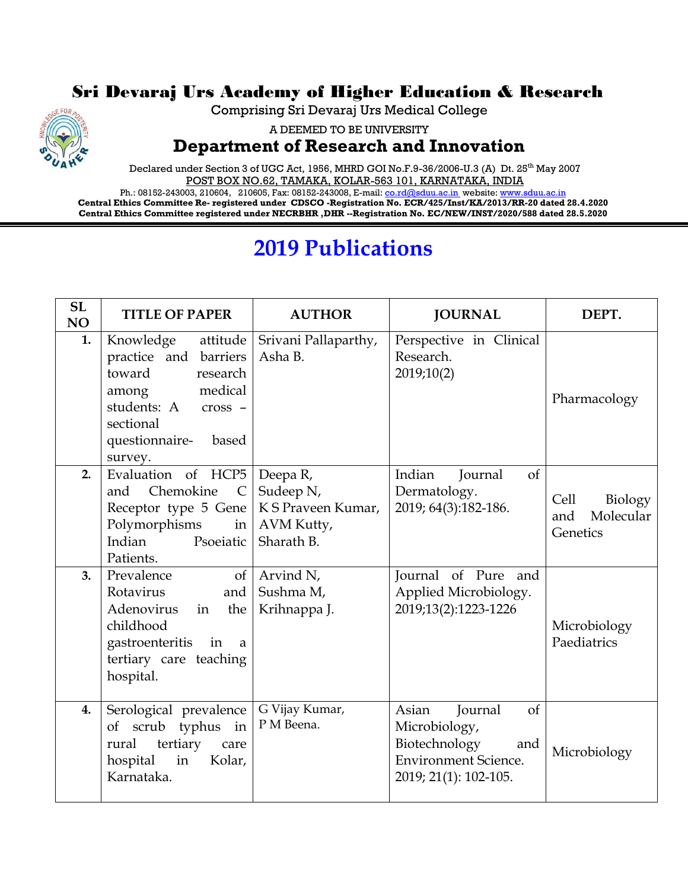# Sri Devaraj Urs Academy of Higher Education & Research

Comprising Sri Devaraj Urs Medical College

A DEEMED TO BE UNIVERSITY

## Department of Research and Innovation

Declared under Section 3 of UGC Act, 1956, MHRD GOI No.F.9-36/2006-U.3 (A) Dt. 25th May 2007

POST BOX NO.62, TAMAKA, KOLAR-563 101, KARNATAKA, INDIA

Ph.: 08152-243003, 210604, 210605, Fax: 08152-243008, E-mail: co.rd@sduu.ac.in website: www.sduu.ac.in

**Central Ethics Committee Re- registered under CDSCO -Registration No. ECR/425/Inst/KA/2013/RR-20 dated 28.4.2020**

**Central Ethics Committee registered under NECRBHR ,DHR --Registration No. EC/NEW/INST/2020/588 dated 28.5.2020**

# 2019 Publications

| SL NO | TITLE OF PAPER | AUTHOR | JOURNAL | DEPT. |
|---|---|---|---|---|
| **1.** | Knowledge attitude practice and barriers toward research among medical students: A cross – sectional questionnaire- based survey. | Srivani Pallaparthy, Asha B. | Perspective in Clinical Research. 2019;10(2) | Pharmacology |
| **2.** | Evaluation of HCP5 and Chemokine C Receptor type 5 Gene Polymorphisms in Indian Psoeiatic Patients. | Deepa R, Sudeep N, K S Praveen Kumar, AVM Kutty, Sharath B. | Indian Journal of Dermatology. 2019; 64(3):182-186. | Cell Biology and Molecular Genetics |
| **3.** | Prevalence of Rotavirus and Adenovirus in the childhood gastroenteritis in a tertiary care teaching hospital. | Arvind N, Sushma M, Krihnappa J. | Journal of Pure and Applied Microbiology. 2019;13(2):1223-1226 | Microbiology Paediatrics |
| **4.** | Serological prevalence of scrub typhus in rural tertiary care hospital in Kolar, Karnataka. | G Vijay Kumar, P M Beena. | Asian Journal of Microbiology, Biotechnology and Environment Science. 2019; 21(1): 102-105. | Microbiology |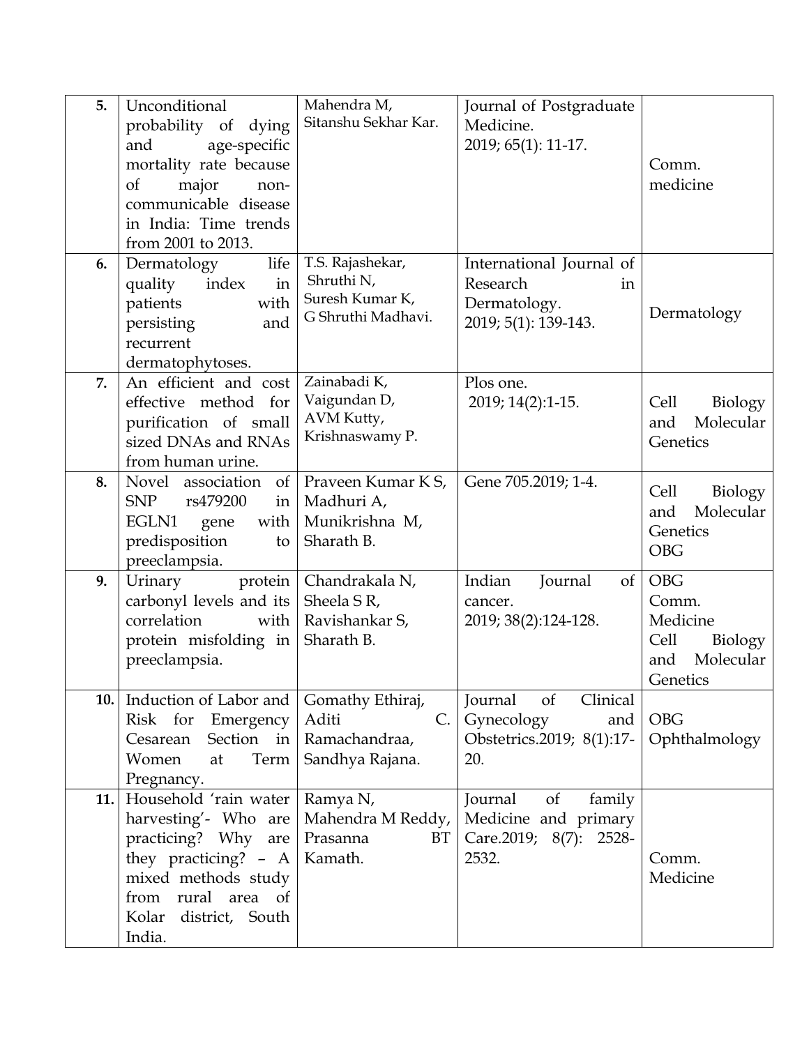| | | | | |
|---|---|---|---|---|
| **5.** | Unconditional probability of dying and age-specific mortality rate because of major non-communicable disease in India: Time trends from 2001 to 2013. | Mahendra M, Sitanshu Sekhar Kar. | Journal of Postgraduate Medicine. 2019; 65(1): 11-17. | Comm. medicine |
| **6.** | Dermatology life quality index in patients with persisting and recurrent dermatophytoses. | T.S. Rajashekar, Shruthi N, Suresh Kumar K, G Shruthi Madhavi. | International Journal of Research in Dermatology. 2019; 5(1): 139-143. | Dermatology |
| **7.** | An efficient and cost effective method for purification of small sized DNAs and RNAs from human urine. | Zainabadi K, Vaigundan D, AVM Kutty, Krishnaswamy P. | Plos one. 2019; 14(2):1-15. | Cell Biology and Molecular Genetics |
| **8.** | Novel association of SNP rs479200 in EGLN1 gene with predisposition to preeclampsia. | Praveen Kumar K S, Madhuri A, Munikrishna M, Sharath B. | Gene 705.2019; 1-4. | Cell Biology and Molecular Genetics OBG |
| **9.** | Urinary protein carbonyl levels and its correlation with protein misfolding in preeclampsia. | Chandrakala N, Sheela S R, Ravishankar S, Sharath B. | Indian Journal of cancer. 2019; 38(2):124-128. | OBG Comm. Medicine Cell Biology and Molecular Genetics |
| **10.** | Induction of Labor and Risk for Emergency Cesarean Section in Women at Term Pregnancy. | Gomathy Ethiraj, Aditi C. Ramachandraa, Sandhya Rajana. | Journal of Clinical Gynecology and Obstetrics.2019; 8(1):17-20. | OBG Ophthalmology |
| **11.** | Household 'rain water harvesting'- Who are practicing? Why are they practicing? – A mixed methods study from rural area of Kolar district, South India. | Ramya N, Mahendra M Reddy, Prasanna BT Kamath. | Journal of family Medicine and primary Care.2019; 8(7): 2528-2532. | Comm. Medicine |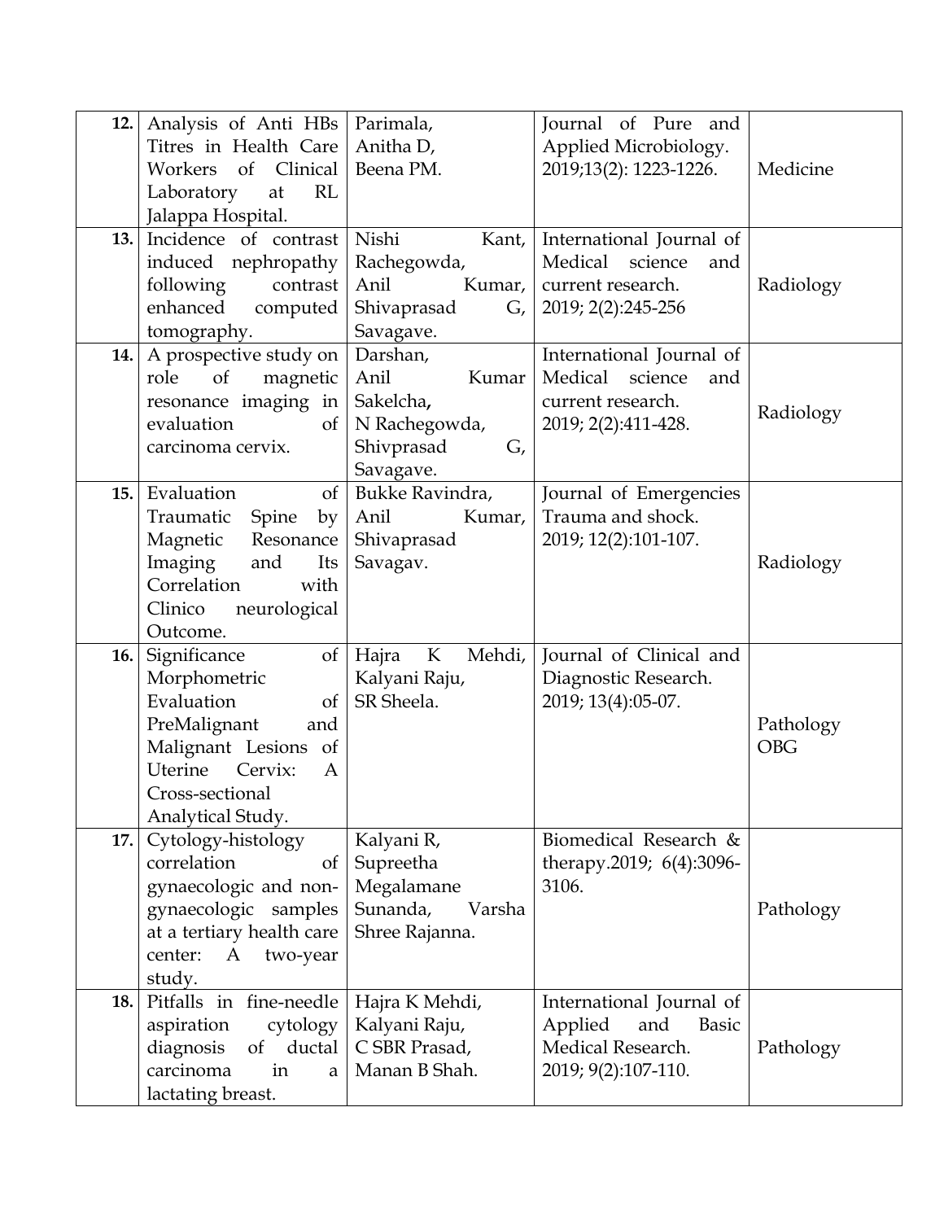| | | | | |
|---|---|---|---|---|
| **12.** | Analysis of Anti HBs Titres in Health Care Workers of Clinical Laboratory at RL Jalappa Hospital. | Parimala, Anitha D, Beena PM. | Journal of Pure and Applied Microbiology. 2019;13(2): 1223-1226. | Medicine |
| **13.** | Incidence of contrast induced nephropathy following contrast enhanced computed tomography. | Nishi Kant, Rachegowda, Anil Kumar, Shivaprasad G, Savagave. | International Journal of Medical science and current research. 2019; 2(2):245-256 | Radiology |
| **14.** | A prospective study on role of magnetic resonance imaging in evaluation of carcinoma cervix. | Darshan, Anil Kumar Sakelcha**,** N Rachegowda, Shivprasad G, Savagave. | International Journal of Medical science and current research. 2019; 2(2):411-428. | Radiology |
| **15.** | Evaluation of Traumatic Spine by Magnetic Resonance Imaging and Its Correlation with Clinico neurological Outcome. | Bukke Ravindra, Anil Kumar, Shivaprasad Savagav. | Journal of Emergencies Trauma and shock. 2019; 12(2):101-107. | Radiology |
| **16.** | Significance of Morphometric Evaluation of PreMalignant and Malignant Lesions of Uterine Cervix: A Cross-sectional Analytical Study. | Hajra K Mehdi, Kalyani Raju, SR Sheela. | Journal of Clinical and Diagnostic Research. 2019; 13(4):05-07. | Pathology OBG |
| **17.** | Cytology-histology correlation of gynaecologic and non-gynaecologic samples at a tertiary health care center: A two-year study. | Kalyani R, Supreetha Megalamane Sunanda, Varsha Shree Rajanna. | Biomedical Research & therapy.2019; 6(4):3096-3106. | Pathology |
| **18.** | Pitfalls in fine-needle aspiration cytology diagnosis of ductal carcinoma in a lactating breast. | Hajra K Mehdi, Kalyani Raju, C SBR Prasad, Manan B Shah. | International Journal of Applied and Basic Medical Research. 2019; 9(2):107-110. | Pathology |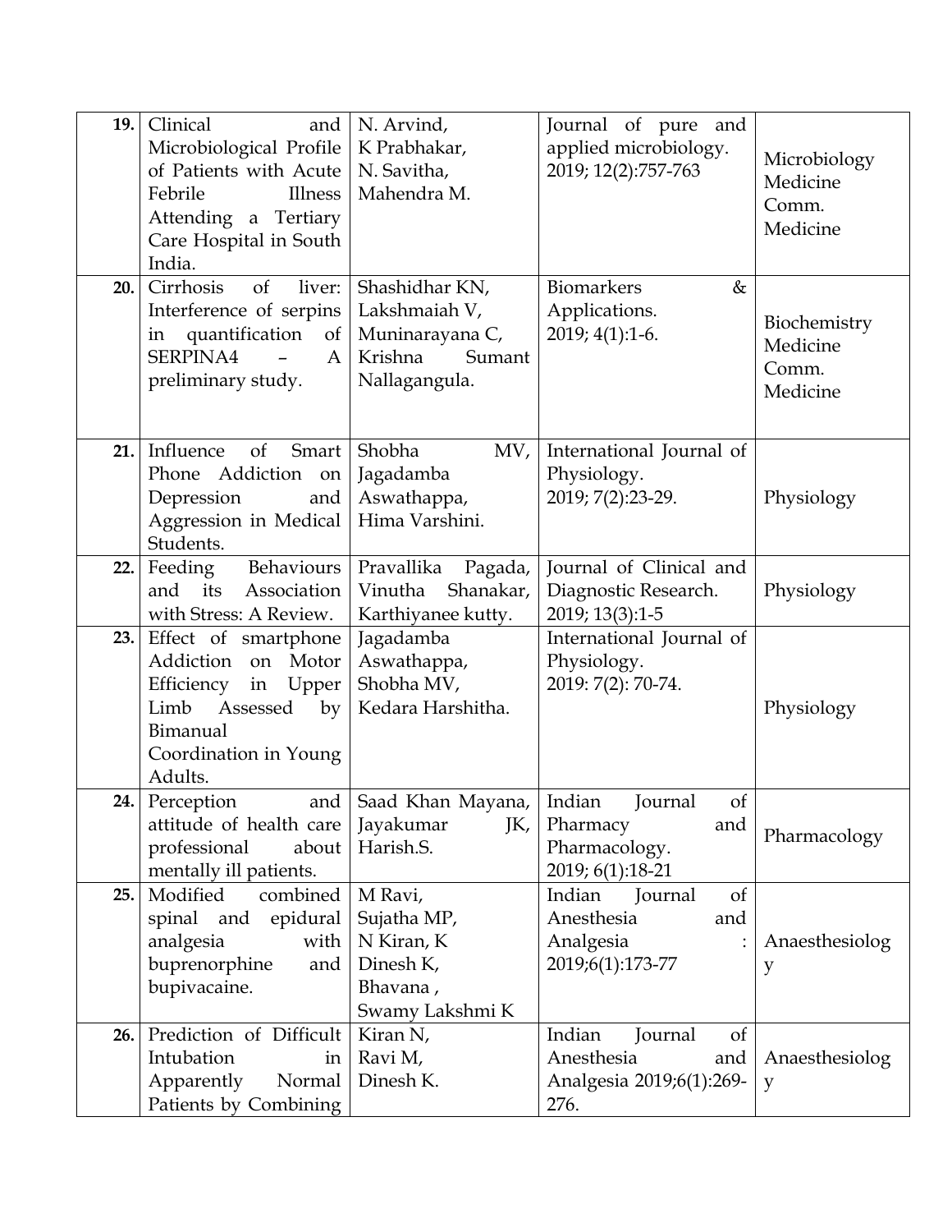| | | | | |
|---|---|---|---|---|
| **19.** | Clinical and Microbiological Profile of Patients with Acute Febrile Illness Attending a Tertiary Care Hospital in South India. | N. Arvind, K Prabhakar, N. Savitha, Mahendra M. | Journal of pure and applied microbiology. 2019; 12(2):757-763 | Microbiology Medicine Comm. Medicine |
| **20.** | Cirrhosis of liver: Interference of serpins in quantification of SERPINA4 – A preliminary study. | Shashidhar KN, Lakshmaiah V, Muninarayana C, Krishna Sumant Nallagangula. | Biomarkers & Applications. 2019; 4(1):1-6. | Biochemistry Medicine Comm. Medicine |
| **21.** | Influence of Smart Phone Addiction on Depression and Aggression in Medical Students. | Shobha MV, Jagadamba Aswathappa, Hima Varshini. | International Journal of Physiology. 2019; 7(2):23-29. | Physiology |
| **22.** | Feeding Behaviours and its Association with Stress: A Review. | Pravallika Pagada, Vinutha Shanakar, Karthiyanee kutty. | Journal of Clinical and Diagnostic Research. 2019; 13(3):1-5 | Physiology |
| **23.** | Effect of smartphone Addiction on Motor Efficiency in Upper Limb Assessed by Bimanual Coordination in Young Adults. | Jagadamba Aswathappa, Shobha MV, Kedara Harshitha. | International Journal of Physiology. 2019: 7(2): 70-74. | Physiology |
| **24.** | Perception and attitude of health care professional about mentally ill patients. | Saad Khan Mayana, Jayakumar JK, Harish.S. | Indian Journal of Pharmacy and Pharmacology. 2019; 6(1):18-21 | Pharmacology |
| **25.** | Modified combined spinal and epidural analgesia with buprenorphine and bupivacaine. | M Ravi, Sujatha MP, N Kiran, K Dinesh K, Bhavana , Swamy Lakshmi K | Indian Journal of Anesthesia and Analgesia : 2019;6(1):173-77 | Anaesthesiology |
| **26.** | Prediction of Difficult Intubation in Apparently Normal Patients by Combining | Kiran N, Ravi M, Dinesh K. | Indian Journal of Anesthesia and Analgesia 2019;6(1):269-276. | Anaesthesiology |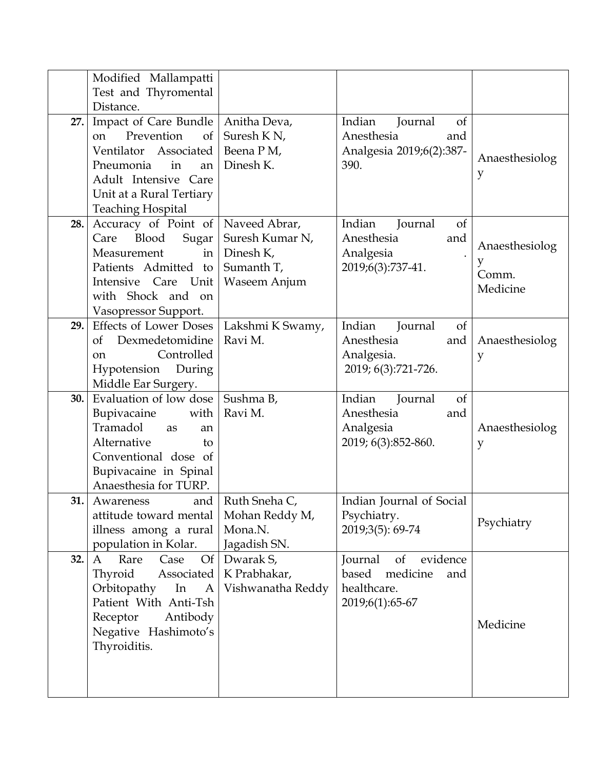| | | | | |
|---|---|---|---|---|
| | Modified Mallampatti Test and Thyromental Distance. | | | |
| **27.** | Impact of Care Bundle on Prevention of Ventilator Associated Pneumonia in an Adult Intensive Care Unit at a Rural Tertiary Teaching Hospital | Anitha Deva, Suresh K N, Beena P M, Dinesh K. | Indian Journal of Anesthesia and Analgesia 2019;6(2):387-390. | Anaesthesiology |
| **28.** | Accuracy of Point of Care Blood Sugar Measurement in Patients Admitted to Intensive Care Unit with Shock and on Vasopressor Support. | Naveed Abrar, Suresh Kumar N, Dinesh K, Sumanth T, Waseem Anjum | Indian Journal of Anesthesia and Analgesia . 2019;6(3):737-41. | Anaesthesiology Comm. Medicine |
| **29.** | Effects of Lower Doses of Dexmedetomidine on Controlled Hypotension During Middle Ear Surgery. | Lakshmi K Swamy, Ravi M. | Indian Journal of Anesthesia and Analgesia. 2019; 6(3):721-726. | Anaesthesiology |
| **30.** | Evaluation of low dose Bupivacaine with Tramadol as an Alternative to Conventional dose of Bupivacaine in Spinal Anaesthesia for TURP. | Sushma B, Ravi M. | Indian Journal of Anesthesia and Analgesia 2019; 6(3):852-860. | Anaesthesiology |
| **31.** | Awareness and attitude toward mental illness among a rural population in Kolar. | Ruth Sneha C, Mohan Reddy M, Mona.N. Jagadish SN. | Indian Journal of Social Psychiatry. 2019;3(5): 69-74 | Psychiatry |
| **32.** | A Rare Case Of Thyroid Associated Orbitopathy In A Patient With Anti-Tsh Receptor Antibody Negative Hashimoto's Thyroiditis. | Dwarak S, K Prabhakar, Vishwanatha Reddy | Journal of evidence based medicine and healthcare. 2019;6(1):65-67 | Medicine |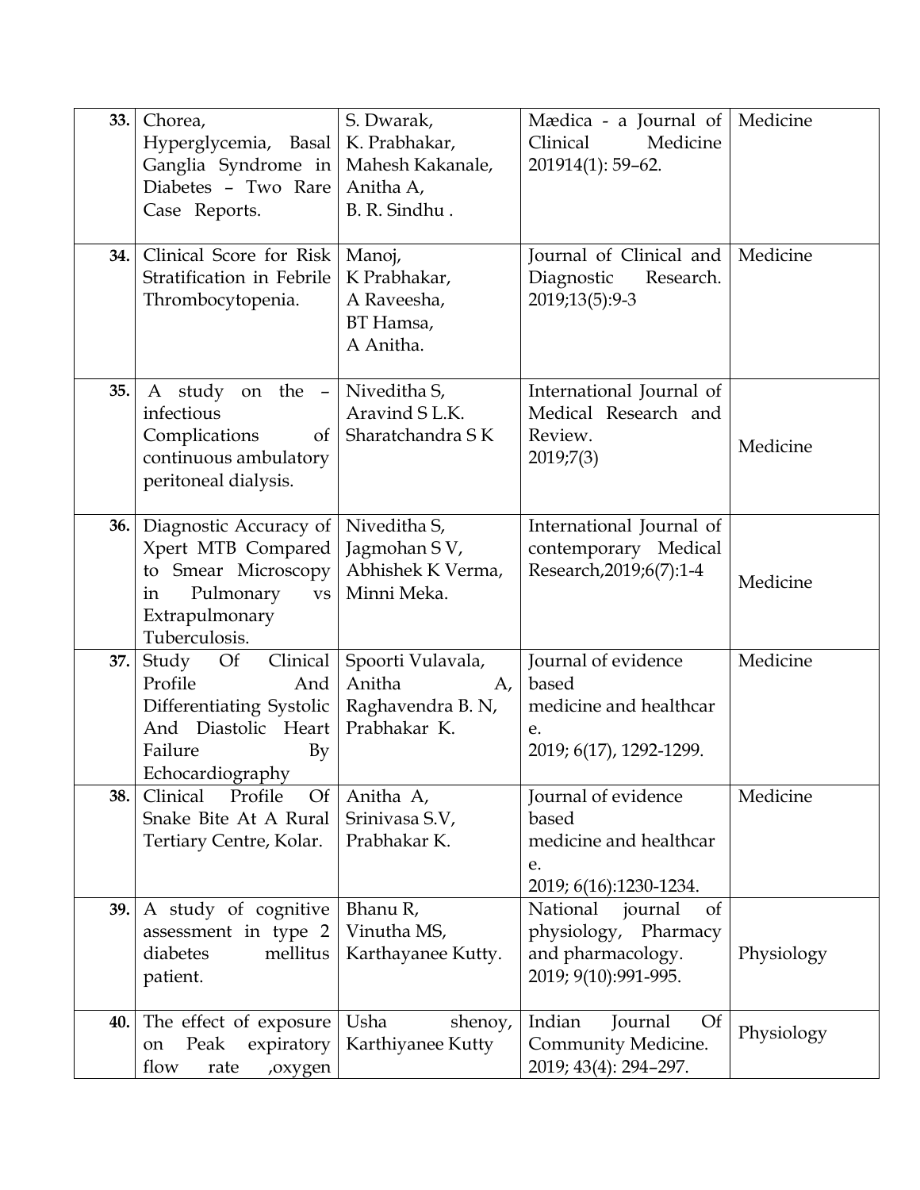| | | | | |
|---|---|---|---|---|
| **33.** | Chorea, Hyperglycemia, Basal Ganglia Syndrome in Diabetes – Two Rare Case Reports. | S. Dwarak, K. Prabhakar, Mahesh Kakanale, Anitha A, B. R. Sindhu . | Mædica - a Journal of Clinical Medicine 201914(1): 59–62. | Medicine |
| **34.** | Clinical Score for Risk Stratification in Febrile Thrombocytopenia. | Manoj, K Prabhakar, A Raveesha, BT Hamsa, A Anitha. | Journal of Clinical and Diagnostic Research. 2019;13(5):9-3 | Medicine |
| **35.** | A study on the – infectious Complications of continuous ambulatory peritoneal dialysis. | Niveditha S, Aravind S L.K. Sharatchandra S K | International Journal of Medical Research and Review. 2019;7(3) | Medicine |
| **36.** | Diagnostic Accuracy of Xpert MTB Compared to Smear Microscopy in Pulmonary vs Extrapulmonary Tuberculosis. | Niveditha S, Jagmohan S V, Abhishek K Verma, Minni Meka. | International Journal of contemporary Medical Research,2019;6(7):1-4 | Medicine |
| **37.** | Study Of Clinical Profile And Differentiating Systolic And Diastolic Heart Failure By Echocardiography | Spoorti Vulavala, Anitha A, Raghavendra B. N, Prabhakar K. | Journal of evidence based medicine and healthcare. 2019; 6(17), 1292-1299. | Medicine |
| **38.** | Clinical Profile Of Snake Bite At A Rural Tertiary Centre, Kolar. | Anitha A, Srinivasa S.V, Prabhakar K. | Journal of evidence based medicine and healthcare. 2019; 6(16):1230-1234. | Medicine |
| **39.** | A study of cognitive assessment in type 2 diabetes mellitus patient. | Bhanu R, Vinutha MS, Karthayanee Kutty. | National journal of physiology, Pharmacy and pharmacology. 2019; 9(10):991-995. | Physiology |
| **40.** | The effect of exposure on Peak expiratory flow rate ,oxygen | Usha shenoy, Karthiyanee Kutty | Indian Journal Of Community Medicine. 2019; 43(4): 294–297. | Physiology |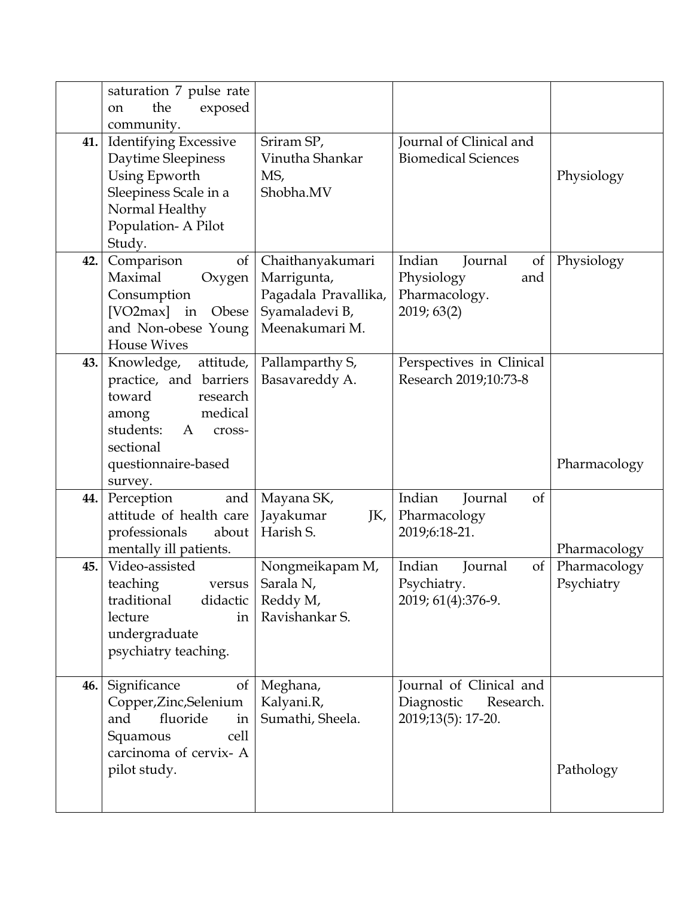|  |  |  |  |  |
|---|---|---|---|---|
|  | saturation 7 pulse rate on the exposed community. |  |  |  |
| **41.** | Identifying Excessive Daytime Sleepiness Using Epworth Sleepiness Scale in a Normal Healthy Population- A Pilot Study. | Sriram SP, Vinutha Shankar MS, Shobha.MV | Journal of Clinical and Biomedical Sciences | Physiology |
| **42.** | Comparison of Maximal Oxygen Consumption [VO2max] in Obese and Non-obese Young House Wives | Chaithanyakumari Marrigunta, Pagadala Pravallika, Syamaladevi B, Meenakumari M. | Indian Journal of Physiology and Pharmacology. 2019; 63(2) | Physiology |
| **43.** | Knowledge, attitude, practice, and barriers toward research among medical students: A cross-sectional questionnaire-based survey. | Pallamparthy S, Basavareddy A. | Perspectives in Clinical Research 2019;10:73-8 | Pharmacology |
| **44.** | Perception and attitude of health care professionals about mentally ill patients. | Mayana SK, Jayakumar JK, Harish S. | Indian Journal of Pharmacology 2019;6:18-21. | Pharmacology |
| **45.** | Video-assisted teaching versus traditional didactic lecture in undergraduate psychiatry teaching. | Nongmeikapam M, Sarala N, Reddy M, Ravishankar S. | Indian Journal of Psychiatry. 2019; 61(4):376-9. | Pharmacology Psychiatry |
| **46.** | Significance of Copper,Zinc,Selenium and fluoride in Squamous cell carcinoma of cervix- A pilot study. | Meghana, Kalyani.R, Sumathi, Sheela. | Journal of Clinical and Diagnostic Research. 2019;13(5): 17-20. | Pathology |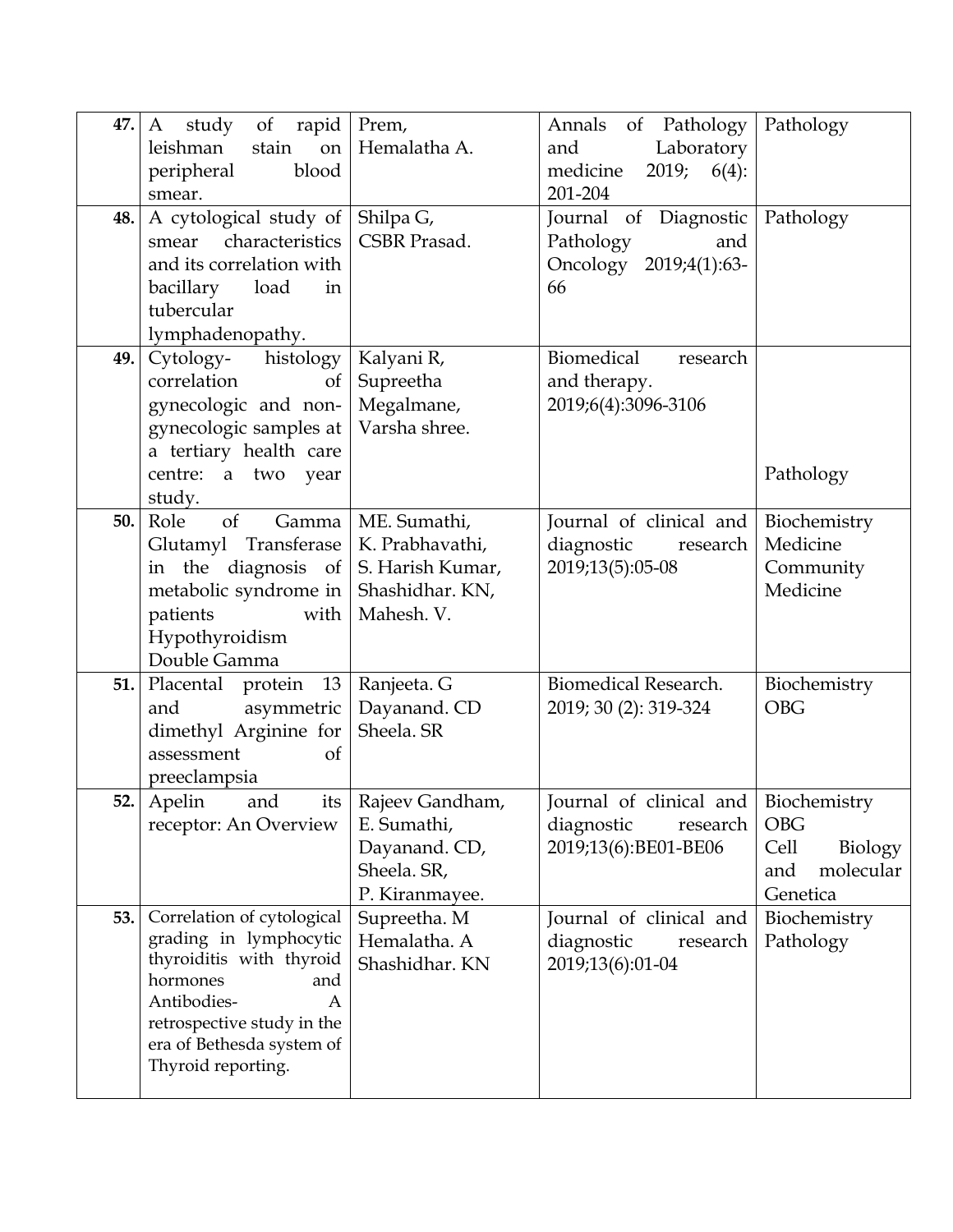| 47. | A study of rapid leishman stain on peripheral blood smear. | Prem, Hemalatha A. | Annals of Pathology and Laboratory medicine 2019; 6(4): 201-204 | Pathology |
|---|---|---|---|---|
| 48. | A cytological study of smear characteristics and its correlation with bacillary load in tubercular lymphadenopathy. | Shilpa G, CSBR Prasad. | Journal of Diagnostic Pathology and Oncology 2019;4(1):63-66 | Pathology |
| 49. | Cytology- histology correlation of gynecologic and non-gynecologic samples at a tertiary health care centre: a two year study. | Kalyani R, Supreetha Megalmane, Varsha shree. | Biomedical research and therapy. 2019;6(4):3096-3106 | Pathology |
| 50. | Role of Gamma Glutamyl Transferase in the diagnosis of metabolic syndrome in patients with Hypothyroidism Double Gamma | ME. Sumathi, K. Prabhavathi, S. Harish Kumar, Shashidhar. KN, Mahesh. V. | Journal of clinical and diagnostic research 2019;13(5):05-08 | Biochemistry Medicine Community Medicine |
| 51. | Placental protein 13 and asymmetric dimethyl Arginine for assessment of preeclampsia | Ranjeeta. G Dayanand. CD Sheela. SR | Biomedical Research. 2019; 30 (2): 319-324 | Biochemistry OBG |
| 52. | Apelin and its receptor: An Overview | Rajeev Gandham, E. Sumathi, Dayanand. CD, Sheela. SR, P. Kiranmayee. | Journal of clinical and diagnostic research 2019;13(6):BE01-BE06 | Biochemistry OBG Cell Biology and molecular Genetica |
| 53. | Correlation of cytological grading in lymphocytic thyroiditis with thyroid hormones and Antibodies- A retrospective study in the era of Bethesda system of Thyroid reporting. | Supreetha. M Hemalatha. A Shashidhar. KN | Journal of clinical and diagnostic research 2019;13(6):01-04 | Biochemistry Pathology |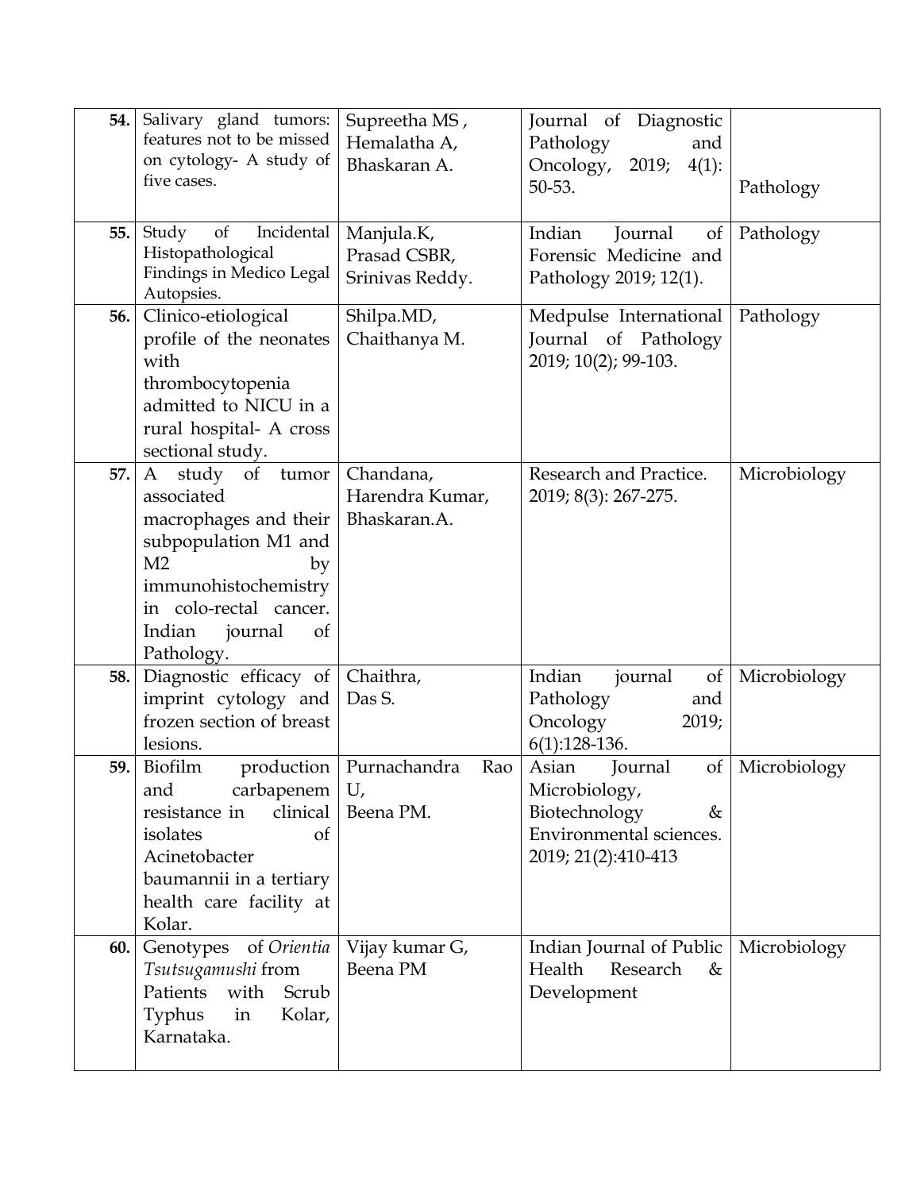| | | | | |
|---|---|---|---|---|
| **54.** | Salivary gland tumors: features not to be missed on cytology- A study of five cases. | Supreetha MS , Hemalatha A, Bhaskaran A. | Journal of Diagnostic Pathology and Oncology, 2019; 4(1): 50-53. | Pathology |
| **55.** | Study of Incidental Histopathological Findings in Medico Legal Autopsies. | Manjula.K, Prasad CSBR, Srinivas Reddy. | Indian Journal of Forensic Medicine and Pathology 2019; 12(1). | Pathology |
| **56.** | Clinico-etiological profile of the neonates with thrombocytopenia admitted to NICU in a rural hospital- A cross sectional study. | Shilpa.MD, Chaithanya M. | Medpulse International Journal of Pathology 2019; 10(2); 99-103. | Pathology |
| **57.** | A study of tumor associated macrophages and their subpopulation M1 and M2 by immunohistochemistry in colo-rectal cancer. Indian journal of Pathology. | Chandana, Harendra Kumar, Bhaskaran.A. | Research and Practice. 2019; 8(3): 267-275. | Microbiology |
| **58.** | Diagnostic efficacy of imprint cytology and frozen section of breast lesions. | Chaithra, Das S. | Indian journal of Pathology and Oncology 2019; 6(1):128-136. | Microbiology |
| **59.** | Biofilm production and carbapenem resistance in clinical isolates of Acinetobacter baumannii in a tertiary health care facility at Kolar. | Purnachandra Rao U, Beena PM. | Asian Journal of Microbiology, Biotechnology & Environmental sciences. 2019; 21(2):410-413 | Microbiology |
| **60.** | Genotypes of *Orientia Tsutsugamushi* from Patients with Scrub Typhus in Kolar, Karnataka. | Vijay kumar G, Beena PM | Indian Journal of Public Health Research & Development | Microbiology |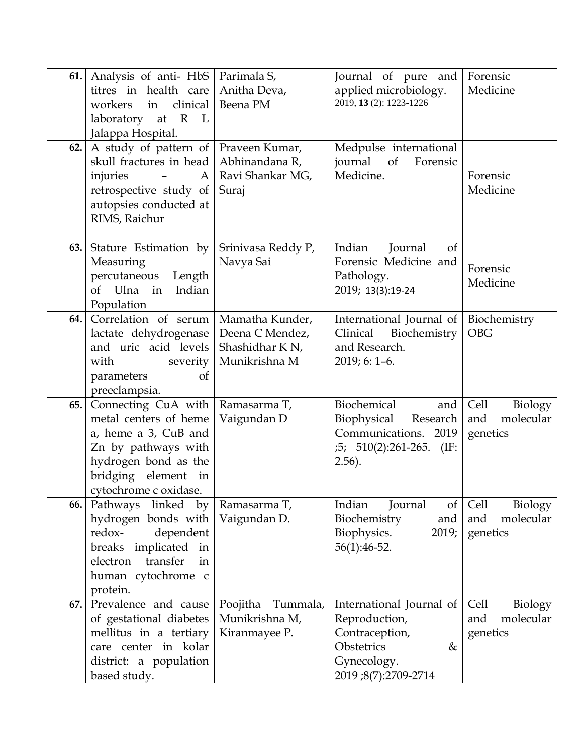| 61. | Analysis of anti- HbS titres in health care workers in clinical laboratory at R L Jalappa Hospital. | Parimala S, Anitha Deva, Beena PM | Journal of pure and applied microbiology. 2019, **13** (2): 1223-1226 | Forensic Medicine |
|---|---|---|---|---|
| 62. | A study of pattern of skull fractures in head injuries – A retrospective study of autopsies conducted at RIMS, Raichur | Praveen Kumar, Abhinandana R, Ravi Shankar MG, Suraj | Medpulse international journal of Forensic Medicine. | Forensic Medicine |
| 63. | Stature Estimation by Measuring percutaneous Length of Ulna in Indian Population | Srinivasa Reddy P, Navya Sai | Indian Journal of Forensic Medicine and Pathology. 2019; 13(3):19-24 | Forensic Medicine |
| 64. | Correlation of serum lactate dehydrogenase and uric acid levels with severity parameters of preeclampsia. | Mamatha Kunder, Deena C Mendez, Shashidhar K N, Munikrishna M | International Journal of Clinical Biochemistry and Research. 2019; 6: 1–6. | Biochemistry OBG |
| 65. | Connecting CuA with metal centers of heme a, heme a 3, CuB and Zn by pathways with hydrogen bond as the bridging element in cytochrome c oxidase. | Ramasarma T, Vaigundan D | Biochemical and Biophysical Research Communications. 2019 ;5; 510(2):261-265. (IF: 2.56). | Cell Biology and molecular genetics |
| 66. | Pathways linked by hydrogen bonds with redox- dependent breaks implicated in electron transfer in human cytochrome c protein. | Ramasarma T, Vaigundan D. | Indian Journal of Biochemistry and Biophysics. 2019; 56(1):46-52. | Cell Biology and molecular genetics |
| 67. | Prevalence and cause of gestational diabetes mellitus in a tertiary care center in kolar district: a population based study. | Poojitha Tummala, Munikrishna M, Kiranmayee P. | International Journal of Reproduction, Contraception, Obstetrics & Gynecology. 2019 ;8(7):2709-2714 | Cell Biology and molecular genetics |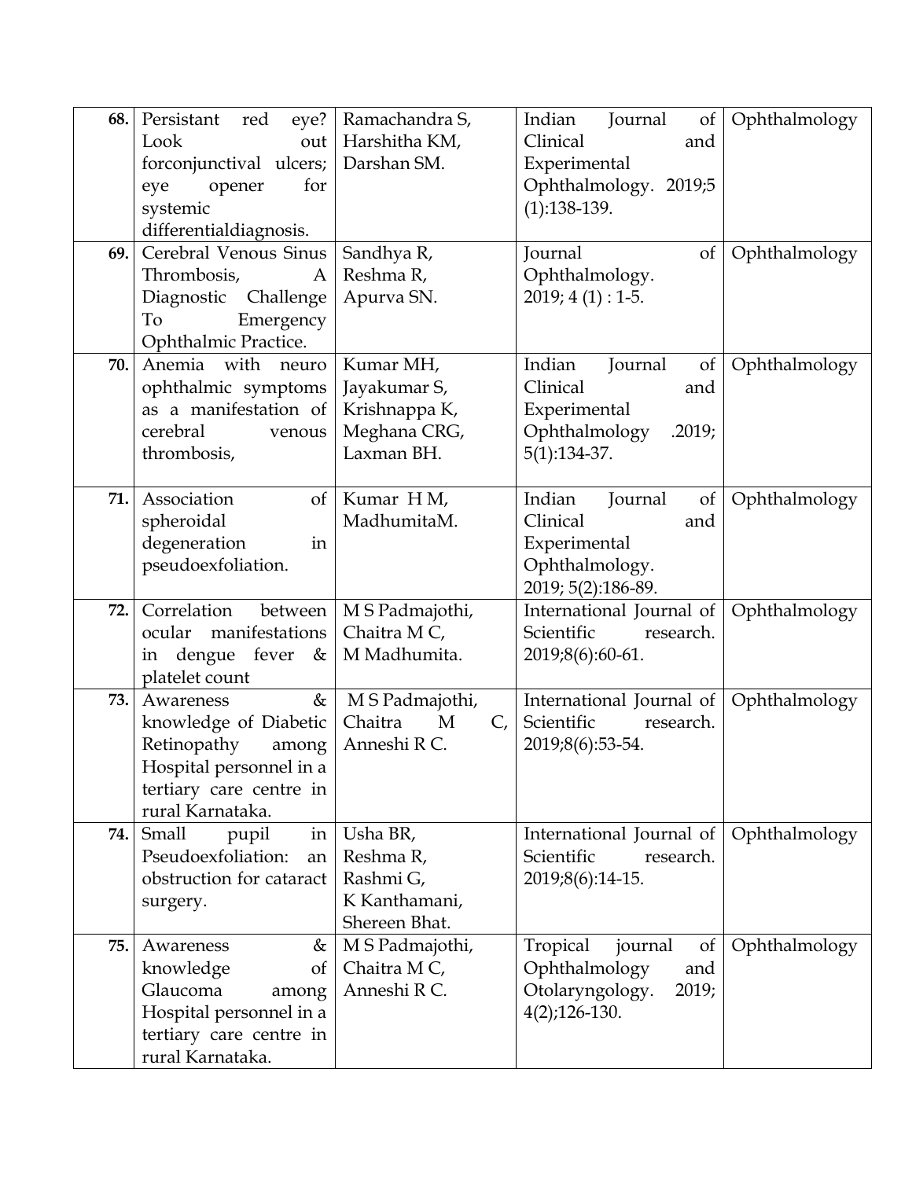| 68. | Persistant red eye? Look out forconjunctival ulcers; eye opener for systemic differentialdiagnosis. | Ramachandra S, Harshitha KM, Darshan SM. | Indian Journal of Clinical and Experimental Ophthalmology. 2019;5 (1):138-139. | Ophthalmology |
|---|---|---|---|---|
| 69. | Cerebral Venous Sinus Thrombosis, A Diagnostic Challenge To Emergency Ophthalmic Practice. | Sandhya R, Reshma R, Apurva SN. | Journal of Ophthalmology. 2019; 4 (1) : 1-5. | Ophthalmology |
| 70. | Anemia with neuro ophthalmic symptoms as a manifestation of cerebral venous thrombosis, | Kumar MH, Jayakumar S, Krishnappa K, Meghana CRG, Laxman BH. | Indian Journal of Clinical and Experimental Ophthalmology .2019; 5(1):134-37. | Ophthalmology |
| 71. | Association of spheroidal degeneration in pseudoexfoliation. | Kumar H M, MadhumitaM. | Indian Journal of Clinical and Experimental Ophthalmology. 2019; 5(2):186-89. | Ophthalmology |
| 72. | Correlation between ocular manifestations in dengue fever & platelet count | M S Padmajothi, Chaitra M C, M Madhumita. | International Journal of Scientific research. 2019;8(6):60-61. | Ophthalmology |
| 73. | Awareness & knowledge of Diabetic Retinopathy among Hospital personnel in a tertiary care centre in rural Karnataka. | M S Padmajothi, Chaitra M C, Anneshi R C. | International Journal of Scientific research. 2019;8(6):53-54. | Ophthalmology |
| 74. | Small pupil in Pseudoexfoliation: an obstruction for cataract surgery. | Usha BR, Reshma R, Rashmi G, K Kanthamani, Shereen Bhat. | International Journal of Scientific research. 2019;8(6):14-15. | Ophthalmology |
| 75. | Awareness & knowledge of Glaucoma among Hospital personnel in a tertiary care centre in rural Karnataka. | M S Padmajothi, Chaitra M C, Anneshi R C. | Tropical journal of Ophthalmology and Otolaryngology. 2019; 4(2);126-130. | Ophthalmology |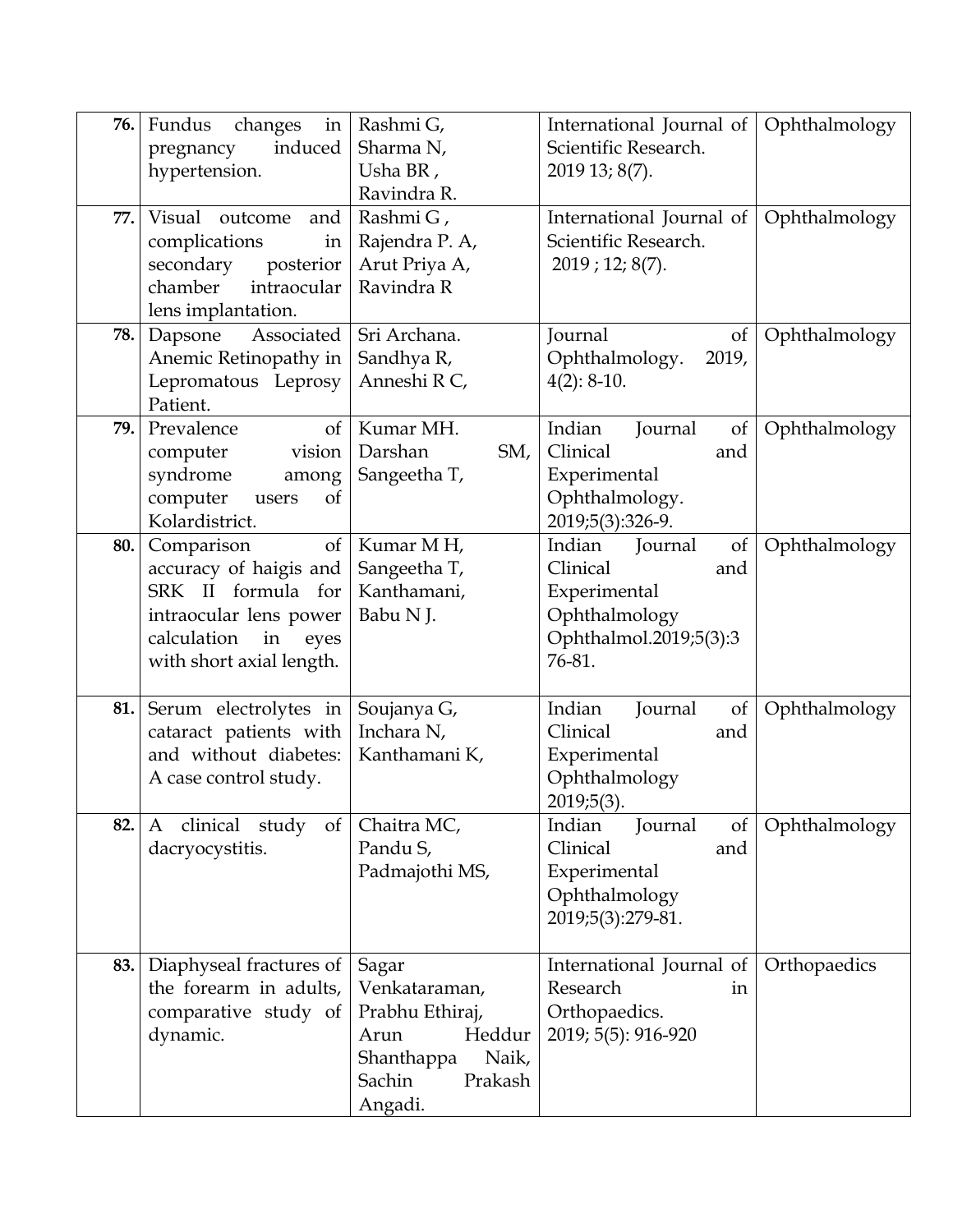| 76. | Fundus changes in pregnancy induced hypertension. | Rashmi G, Sharma N, Usha BR , Ravindra R. | International Journal of Scientific Research. 2019 13; 8(7). | Ophthalmology |
|---|---|---|---|---|
| 77. | Visual outcome and complications in secondary posterior chamber intraocular lens implantation. | Rashmi G , Rajendra P. A, Arut Priya A, Ravindra R | International Journal of Scientific Research. 2019 ; 12; 8(7). | Ophthalmology |
| 78. | Dapsone Associated Anemic Retinopathy in Lepromatous Leprosy Patient. | Sri Archana. Sandhya R, Anneshi R C, | Journal of Ophthalmology. 2019, 4(2): 8-10. | Ophthalmology |
| 79. | Prevalence of computer vision syndrome among computer users of Kolardistrict. | Kumar MH. Darshan SM, Sangeetha T, | Indian Journal of Clinical and Experimental Ophthalmology. 2019;5(3):326-9. | Ophthalmology |
| 80. | Comparison of accuracy of haigis and SRK II formula for intraocular lens power calculation in eyes with short axial length. | Kumar M H, Sangeetha T, Kanthamani, Babu N J. | Indian Journal of Clinical and Experimental Ophthalmology Ophthalmol.2019;5(3):376-81. | Ophthalmology |
| 81. | Serum electrolytes in cataract patients with and without diabetes: A case control study. | Soujanya G, Inchara N, Kanthamani K, | Indian Journal of Clinical and Experimental Ophthalmology 2019;5(3). | Ophthalmology |
| 82. | A clinical study of dacryocystitis. | Chaitra MC, Pandu S, Padmajothi MS, | Indian Journal of Clinical and Experimental Ophthalmology 2019;5(3):279-81. | Ophthalmology |
| 83. | Diaphyseal fractures of the forearm in adults, comparative study of dynamic. | Sagar Venkataraman, Prabhu Ethiraj, Arun Heddur Shanthappa Naik, Sachin Prakash Angadi. | International Journal of Research in Orthopaedics. 2019; 5(5): 916-920 | Orthopaedics |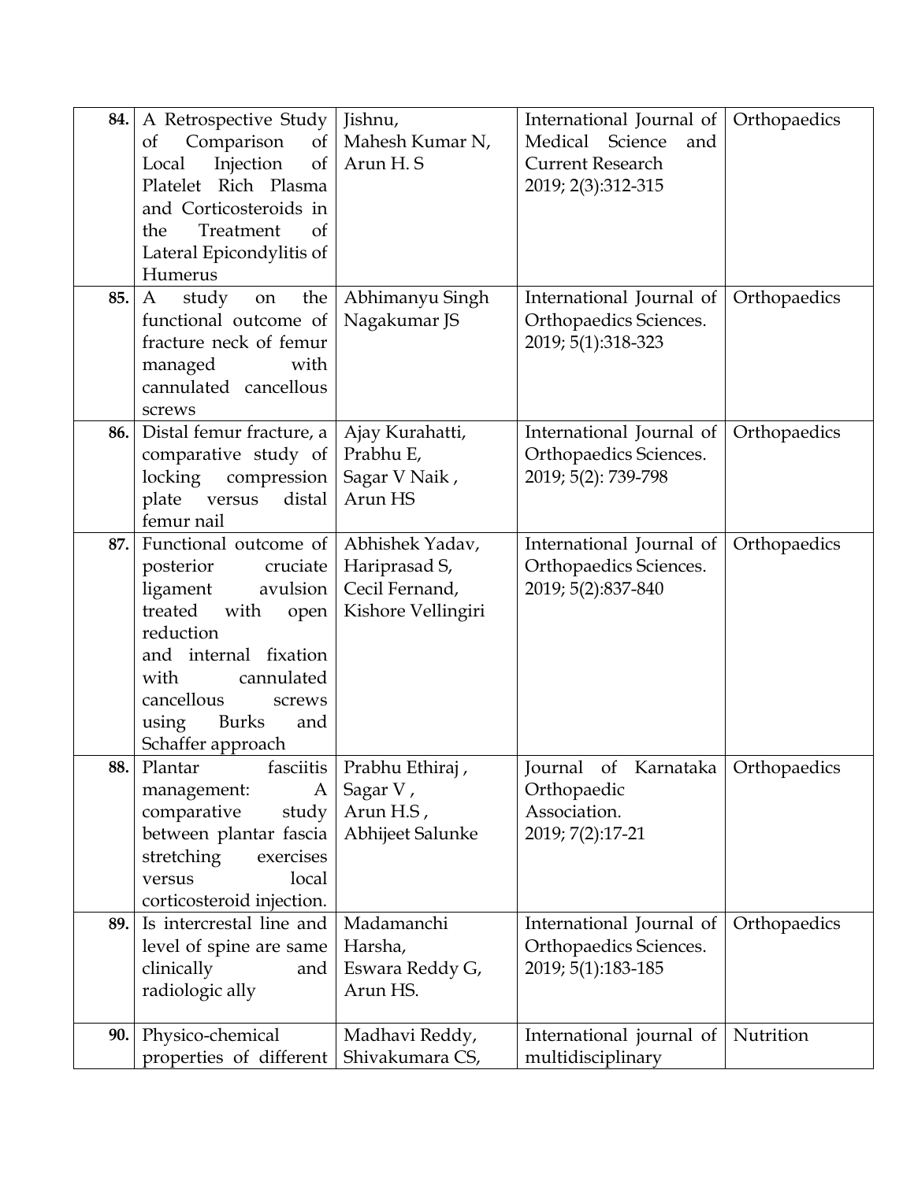| 84. | A Retrospective Study of Comparison of Local Injection of Platelet Rich Plasma and Corticosteroids in the Treatment of Lateral Epicondylitis of Humerus | Jishnu, Mahesh Kumar N, Arun H. S | International Journal of Medical Science and Current Research 2019; 2(3):312-315 | Orthopaedics |
|---|---|---|---|---|
| 85. | A study on the functional outcome of fracture neck of femur managed with cannulated cancellous screws | Abhimanyu Singh Nagakumar JS | International Journal of Orthopaedics Sciences. 2019; 5(1):318-323 | Orthopaedics |
| 86. | Distal femur fracture, a comparative study of locking compression plate versus distal femur nail | Ajay Kurahatti, Prabhu E, Sagar V Naik , Arun HS | International Journal of Orthopaedics Sciences. 2019; 5(2): 739-798 | Orthopaedics |
| 87. | Functional outcome of posterior cruciate ligament avulsion treated with open reduction and internal fixation with cannulated cancellous screws using Burks and Schaffer approach | Abhishek Yadav, Hariprasad S, Cecil Fernand, Kishore Vellingiri | International Journal of Orthopaedics Sciences. 2019; 5(2):837-840 | Orthopaedics |
| 88. | Plantar fasciitis management: A comparative study between plantar fascia stretching exercises versus local corticosteroid injection. | Prabhu Ethiraj , Sagar V , Arun H.S , Abhijeet Salunke | Journal of Karnataka Orthopaedic Association. 2019; 7(2):17-21 | Orthopaedics |
| 89. | Is intercrestal line and level of spine are same clinically and radiologic ally | Madamanchi Harsha, Eswara Reddy G, Arun HS. | International Journal of Orthopaedics Sciences. 2019; 5(1):183-185 | Orthopaedics |
| 90. | Physico-chemical properties of different | Madhavi Reddy, Shivakumara CS, | International journal of multidisciplinary | Nutrition |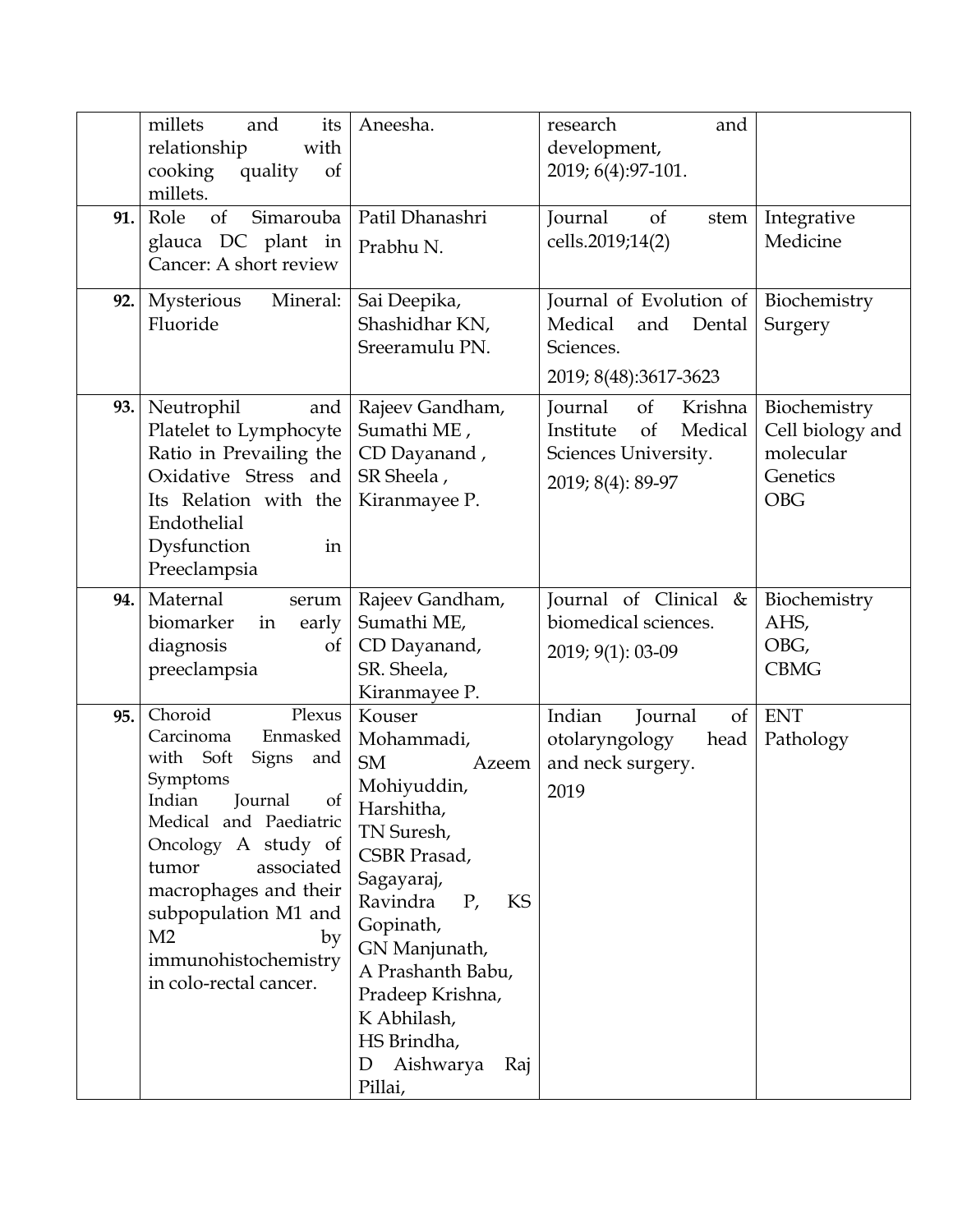| | | | | |
|---|---|---|---|---|
| | millets and its relationship with cooking quality of millets. | Aneesha. | research and development, 2019; 6(4):97-101. | |
| **91.** | Role of Simarouba glauca DC plant in Cancer: A short review | Patil Dhanashri Prabhu N. | Journal of stem cells.2019;14(2) | Integrative Medicine |
| **92.** | Mysterious Mineral: Fluoride | Sai Deepika, Shashidhar KN, Sreeramulu PN. | Journal of Evolution of Medical and Dental Sciences. 2019; 8(48):3617-3623 | Biochemistry Surgery |
| **93.** | Neutrophil and Platelet to Lymphocyte Ratio in Prevailing the Oxidative Stress and Its Relation with the Endothelial Dysfunction in Preeclampsia | Rajeev Gandham, Sumathi ME , CD Dayanand , SR Sheela , Kiranmayee P. | Journal of Krishna Institute of Medical Sciences University. 2019; 8(4): 89-97 | Biochemistry Cell biology and molecular Genetics OBG |
| **94.** | Maternal serum biomarker in early diagnosis of preeclampsia | Rajeev Gandham, Sumathi ME, CD Dayanand, SR. Sheela, Kiranmayee P. | Journal of Clinical & biomedical sciences. 2019; 9(1): 03-09 | Biochemistry AHS, OBG, CBMG |
| **95.** | Choroid Plexus Carcinoma Enmasked with Soft Signs and Symptoms Indian Journal of Medical and Paediatric Oncology A study of tumor associated macrophages and their subpopulation M1 and M2 by immunohistochemistry in colo-rectal cancer. | Kouser Mohammadi, SM Azeem Mohiyuddin, Harshitha, TN Suresh, CSBR Prasad, Sagayaraj, Ravindra P, KS Gopinath, GN Manjunath, A Prashanth Babu, Pradeep Krishna, K Abhilash, HS Brindha, D Aishwarya Raj Pillai, | Indian Journal of otolaryngology head and neck surgery. 2019 | ENT Pathology |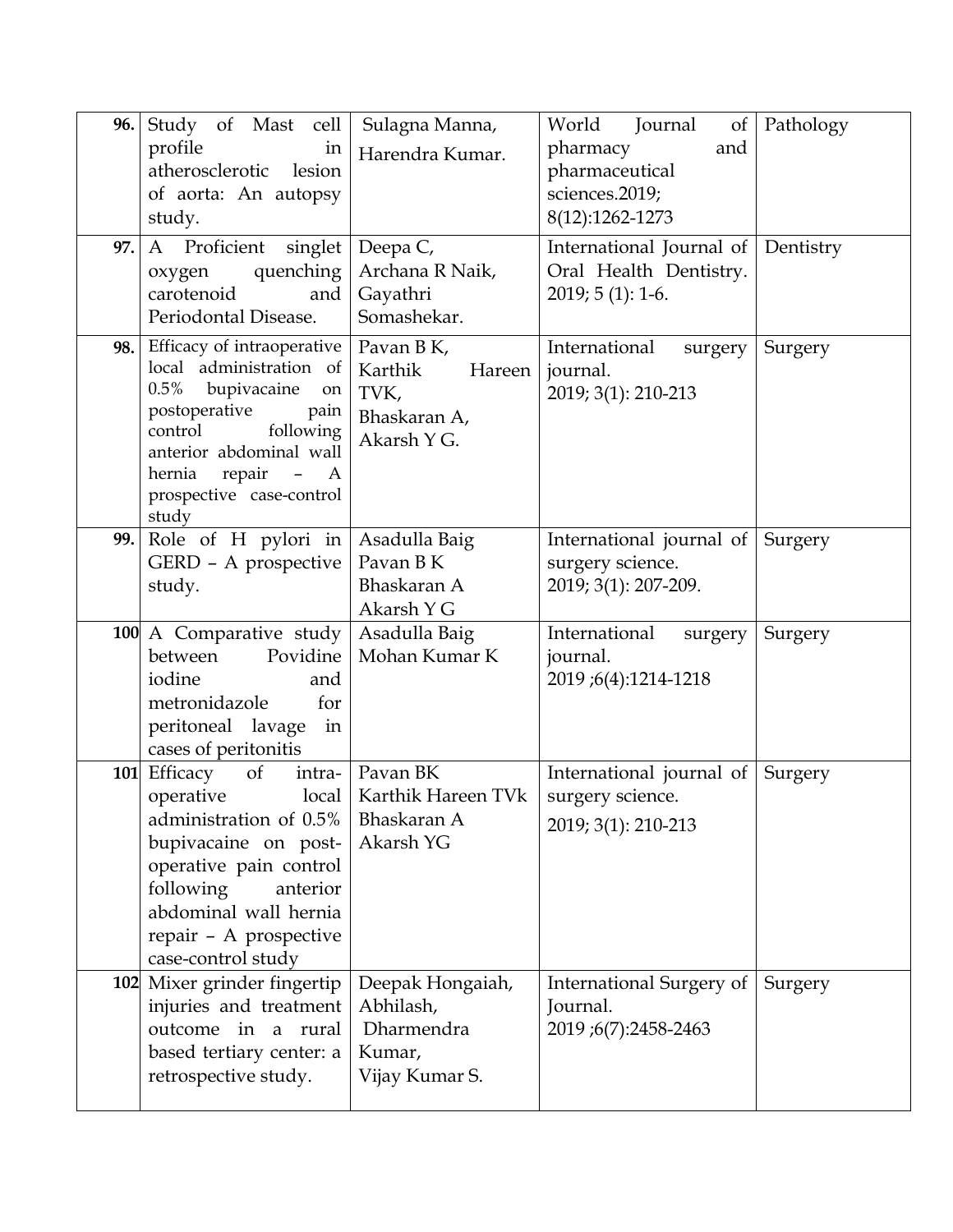| 96. | Study of Mast cell profile in atherosclerotic lesion of aorta: An autopsy study. | Sulagna Manna, Harendra Kumar. | World Journal of pharmacy and pharmaceutical sciences.2019; 8(12):1262-1273 | Pathology |
|---|---|---|---|---|
| 97. | A Proficient singlet oxygen quenching carotenoid and Periodontal Disease. | Deepa C, Archana R Naik, Gayathri Somashekar. | International Journal of Oral Health Dentistry. 2019; 5 (1): 1-6. | Dentistry |
| 98. | Efficacy of intraoperative local administration of 0.5% bupivacaine on postoperative pain control following anterior abdominal wall hernia repair – A prospective case-control study | Pavan B K, Karthik Hareen TVK, Bhaskaran A, Akarsh Y G. | International surgery journal. 2019; 3(1): 210-213 | Surgery |
| 99. | Role of H pylori in GERD – A prospective study. | Asadulla Baig Pavan B K Bhaskaran A Akarsh Y G | International journal of surgery science. 2019; 3(1): 207-209. | Surgery |
| 100 | A Comparative study between Povidine iodine and metronidazole for peritoneal lavage in cases of peritonitis | Asadulla Baig Mohan Kumar K | International surgery journal. 2019 ;6(4):1214-1218 | Surgery |
| 101 | Efficacy of intra-operative local administration of 0.5% bupivacaine on post-operative pain control following anterior abdominal wall hernia repair – A prospective case-control study | Pavan BK Karthik Hareen TVk Bhaskaran A Akarsh YG | International journal of surgery science. 2019; 3(1): 210-213 | Surgery |
| 102 | Mixer grinder fingertip injuries and treatment outcome in a rural based tertiary center: a retrospective study. | Deepak Hongaiah, Abhilash, Dharmendra Kumar, Vijay Kumar S. | International Surgery of Journal. 2019 ;6(7):2458-2463 | Surgery |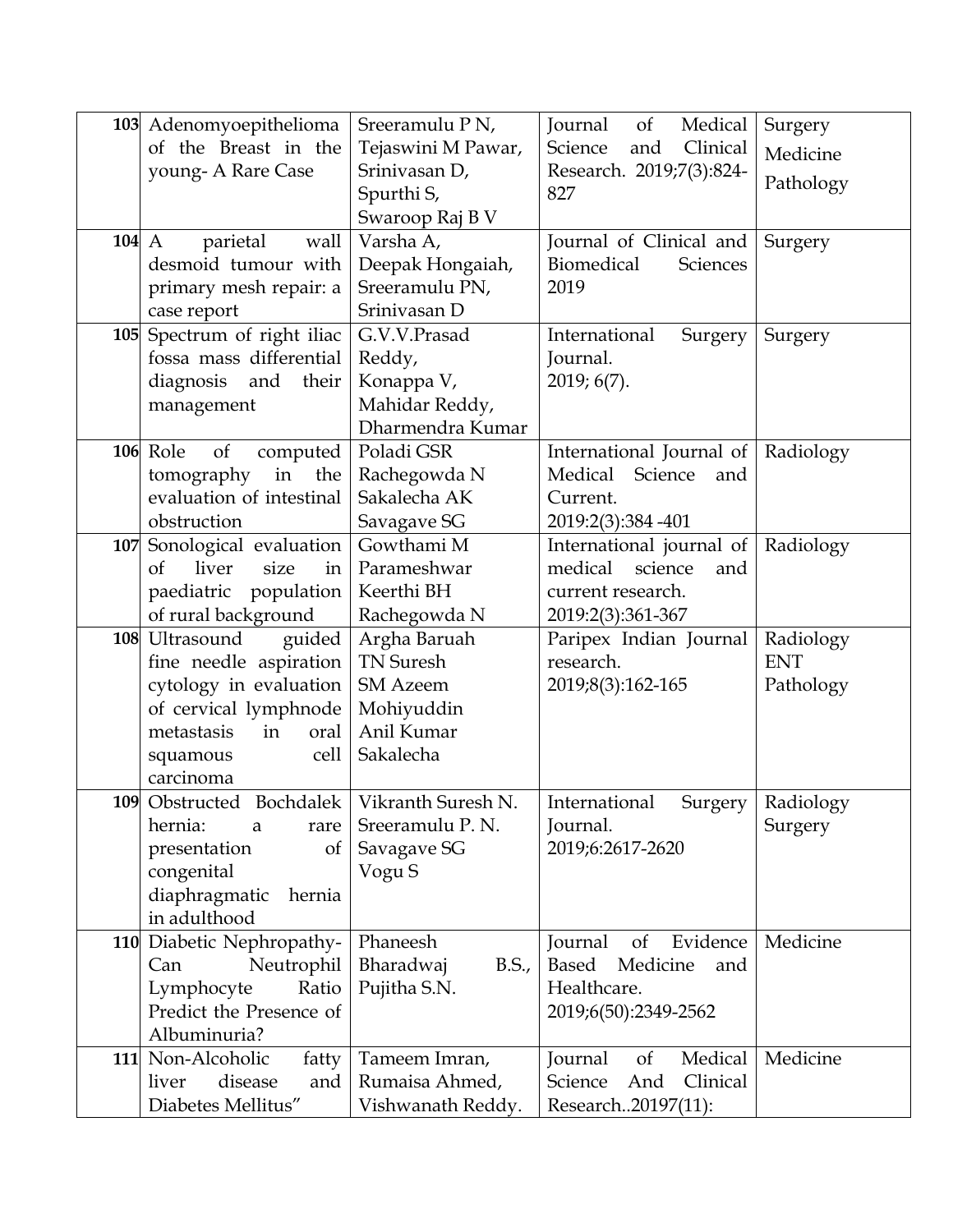| 103 | Adenomyoepithelioma of the Breast in the young- A Rare Case | Sreeramulu P N, Tejaswini M Pawar, Srinivasan D, Spurthi S, Swaroop Raj B V | Journal of Medical Science and Clinical Research. 2019;7(3):824-827 | Surgery Medicine Pathology |
|---|---|---|---|---|
| 104 | A parietal wall desmoid tumour with primary mesh repair: a case report | Varsha A, Deepak Hongaiah, Sreeramulu PN, Srinivasan D | Journal of Clinical and Biomedical Sciences 2019 | Surgery |
| 105 | Spectrum of right iliac fossa mass differential diagnosis and their management | G.V.V.Prasad Reddy, Konappa V, Mahidar Reddy, Dharmendra Kumar | International Surgery Journal. 2019; 6(7). | Surgery |
| 106 | Role of computed tomography in the evaluation of intestinal obstruction | Poladi GSR Rachegowda N Sakalecha AK Savagave SG | International Journal of Medical Science and Current. 2019:2(3):384 -401 | Radiology |
| 107 | Sonological evaluation of liver size in paediatric population of rural background | Gowthami M Parameshwar Keerthi BH Rachegowda N | International journal of medical science and current research. 2019:2(3):361-367 | Radiology |
| 108 | Ultrasound guided fine needle aspiration cytology in evaluation of cervical lymphnode metastasis in oral squamous cell carcinoma | Argha Baruah TN Suresh SM Azeem Mohiyuddin Anil Kumar Sakalecha | Paripex Indian Journal research. 2019;8(3):162-165 | Radiology ENT Pathology |
| 109 | Obstructed Bochdalek hernia: a rare presentation of congenital diaphragmatic hernia in adulthood | Vikranth Suresh N. Sreeramulu P. N. Savagave SG Vogu S | International Surgery Journal. 2019;6:2617-2620 | Radiology Surgery |
| 110 | Diabetic Nephropathy- Can Neutrophil Lymphocyte Ratio Predict the Presence of Albuminuria? | Phaneesh Bharadwaj B.S., Pujitha S.N. | Journal of Evidence Based Medicine and Healthcare. 2019;6(50):2349-2562 | Medicine |
| 111 | Non-Alcoholic fatty liver disease and Diabetes Mellitus" | Tameem Imran, Rumaisa Ahmed, Vishwanath Reddy. | Journal of Medical Science And Clinical Research..20197(11): | Medicine |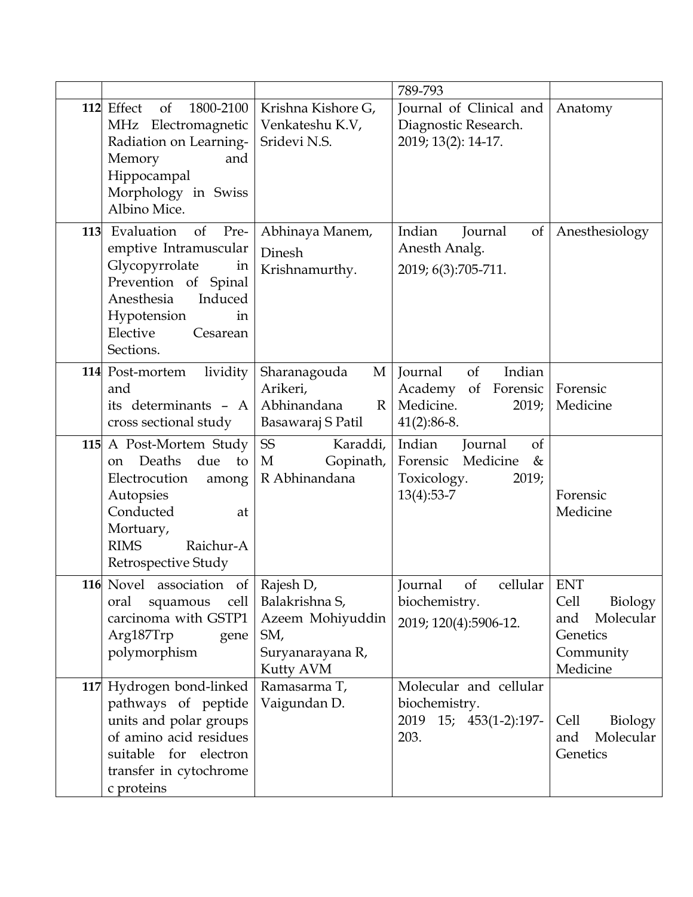|  |  |  | 789-793 |  |
|---|---|---|---|---|
| 112 | Effect of 1800-2100 MHz Electromagnetic Radiation on Learning-Memory and Hippocampal Morphology in Swiss Albino Mice. | Krishna Kishore G, Venkateshu K.V, Sridevi N.S. | Journal of Clinical and Diagnostic Research. 2019; 13(2): 14-17. | Anatomy |
| 113 | Evaluation of Pre-emptive Intramuscular Glycopyrrolate in Prevention of Spinal Anesthesia Induced Hypotension in Elective Cesarean Sections. | Abhinaya Manem, Dinesh Krishnamurthy. | Indian Journal of Anesth Analg. 2019; 6(3):705-711. | Anesthesiology |
| 114 | Post-mortem lividity and its determinants – A cross sectional study | Sharanagouda M Arikeri, Abhinandana R Basawaraj S Patil | Journal of Indian Academy of Forensic Medicine. 2019; 41(2):86-8. | Forensic Medicine |
| 115 | A Post-Mortem Study on Deaths due to Electrocution among Autopsies Conducted at Mortuary, RIMS Raichur-A Retrospective Study | SS Karaddi, M Gopinath, R Abhinandana | Indian Journal of Forensic Medicine & Toxicology. 2019; 13(4):53-7 | Forensic Medicine |
| 116 | Novel association of oral squamous cell carcinoma with GSTP1 Arg187Trp gene polymorphism | Rajesh D, Balakrishna S, Azeem Mohiyuddin SM, Suryanarayana R, Kutty AVM | Journal of cellular biochemistry. 2019; 120(4):5906-12. | ENT Cell Biology and Molecular Genetics Community Medicine |
| 117 | Hydrogen bond-linked pathways of peptide units and polar groups of amino acid residues suitable for electron transfer in cytochrome c proteins | Ramasarma T, Vaigundan D. | Molecular and cellular biochemistry. 2019 15; 453(1-2):197-203. | Cell Biology and Molecular Genetics |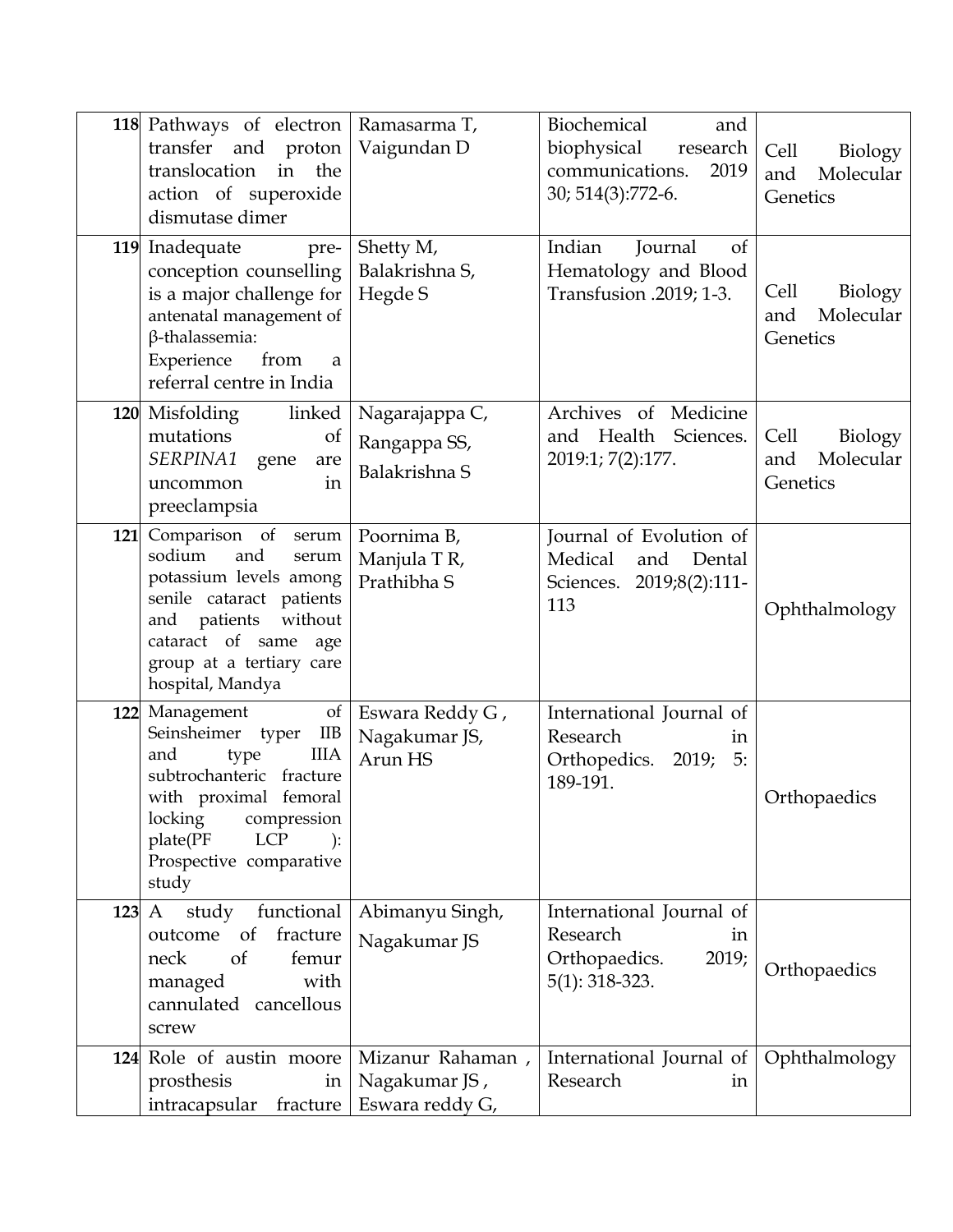| 118 | Pathways of electron transfer and proton translocation in the action of superoxide dismutase dimer | Ramasarma T, Vaigundan D | Biochemical and biophysical research communications. 2019 30; 514(3):772-6. | Cell Biology and Molecular Genetics |
|---|---|---|---|---|
| 119 | Inadequate pre-conception counselling is a major challenge for antenatal management of β-thalassemia: Experience from a referral centre in India | Shetty M, Balakrishna S, Hegde S | Indian Journal of Hematology and Blood Transfusion .2019; 1-3. | Cell Biology and Molecular Genetics |
| 120 | Misfolding linked mutations of *SERPINA1* gene are uncommon in preeclampsia | Nagarajappa C, Rangappa SS, Balakrishna S | Archives of Medicine and Health Sciences. 2019:1; 7(2):177. | Cell Biology and Molecular Genetics |
| 121 | Comparison of serum sodium and serum potassium levels among senile cataract patients and patients without cataract of same age group at a tertiary care hospital, Mandya | Poornima B, Manjula T R, Prathibha S | Journal of Evolution of Medical and Dental Sciences. 2019;8(2):111-113 | Ophthalmology |
| 122 | Management of Seinsheimer typer IIB and type IIIA subtrochanteric fracture with proximal femoral locking compression plate(PF LCP ): Prospective comparative study | Eswara Reddy G , Nagakumar JS, Arun HS | International Journal of Research in Orthopedics. 2019; 5: 189-191. | Orthopaedics |
| 123 | A study functional outcome of fracture neck of femur managed with cannulated cancellous screw | Abimanyu Singh, Nagakumar JS | International Journal of Research in Orthopaedics. 2019; 5(1): 318-323. | Orthopaedics |
| 124 | Role of austin moore prosthesis in intracapsular fracture | Mizanur Rahaman , Nagakumar JS , Eswara reddy G, | International Journal of Research in | Ophthalmology |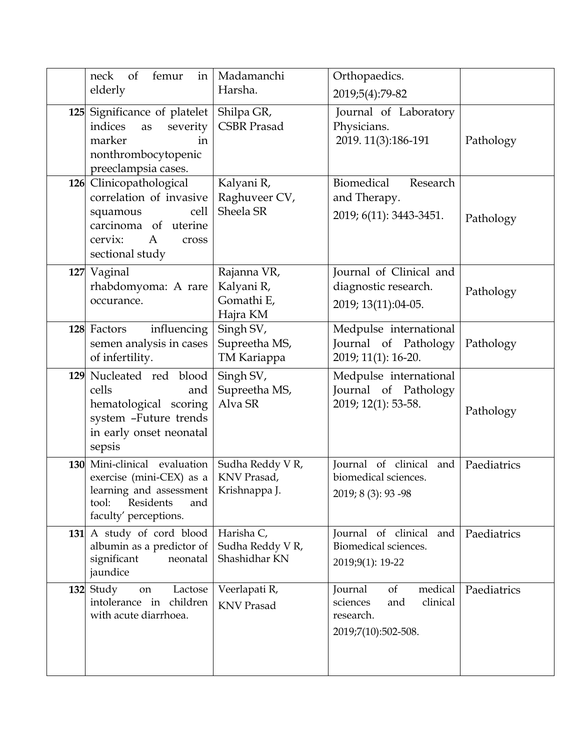|     |     |     |     |     |
| --- | --- | --- | --- | --- |
|  | neck of femur in elderly | Madamanchi Harsha. | Orthopaedics. 2019;5(4):79-82 |  |
| **125** | Significance of platelet indices as severity marker in nonthrombocytopenic preeclampsia cases. | Shilpa GR, CSBR Prasad | Journal of Laboratory Physicians. 2019. 11(3):186-191 | Pathology |
| **126** | Clinicopathological correlation of invasive squamous cell carcinoma of uterine cervix: A cross sectional study | Kalyani R, Raghuveer CV, Sheela SR | Biomedical Research and Therapy. 2019; 6(11): 3443-3451. | Pathology |
| **127** | Vaginal rhabdomyoma: A rare occurance. | Rajanna VR, Kalyani R, Gomathi E, Hajra KM | Journal of Clinical and diagnostic research. 2019; 13(11):04-05. | Pathology |
| **128** | Factors influencing semen analysis in cases of infertility. | Singh SV, Supreetha MS, TM Kariappa | Medpulse international Journal of Pathology 2019; 11(1): 16-20. | Pathology |
| **129** | Nucleated red blood cells and hematological scoring system –Future trends in early onset neonatal sepsis | Singh SV, Supreetha MS, Alva SR | Medpulse international Journal of Pathology 2019; 12(1): 53-58. | Pathology |
| **130** | Mini-clinical evaluation exercise (mini-CEX) as a learning and assessment tool: Residents and faculty' perceptions. | Sudha Reddy V R, KNV Prasad, Krishnappa J. | Journal of clinical and biomedical sciences. 2019; 8 (3): 93 -98 | Paediatrics |
| **131** | A study of cord blood albumin as a predictor of significant neonatal jaundice | Harisha C, Sudha Reddy V R, Shashidhar KN | Journal of clinical and Biomedical sciences. 2019;9(1): 19-22 | Paediatrics |
| **132** | Study on Lactose intolerance in children with acute diarrhoea. | Veerlapati R, KNV Prasad | Journal of medical sciences and clinical research. 2019;7(10):502-508. | Paediatrics |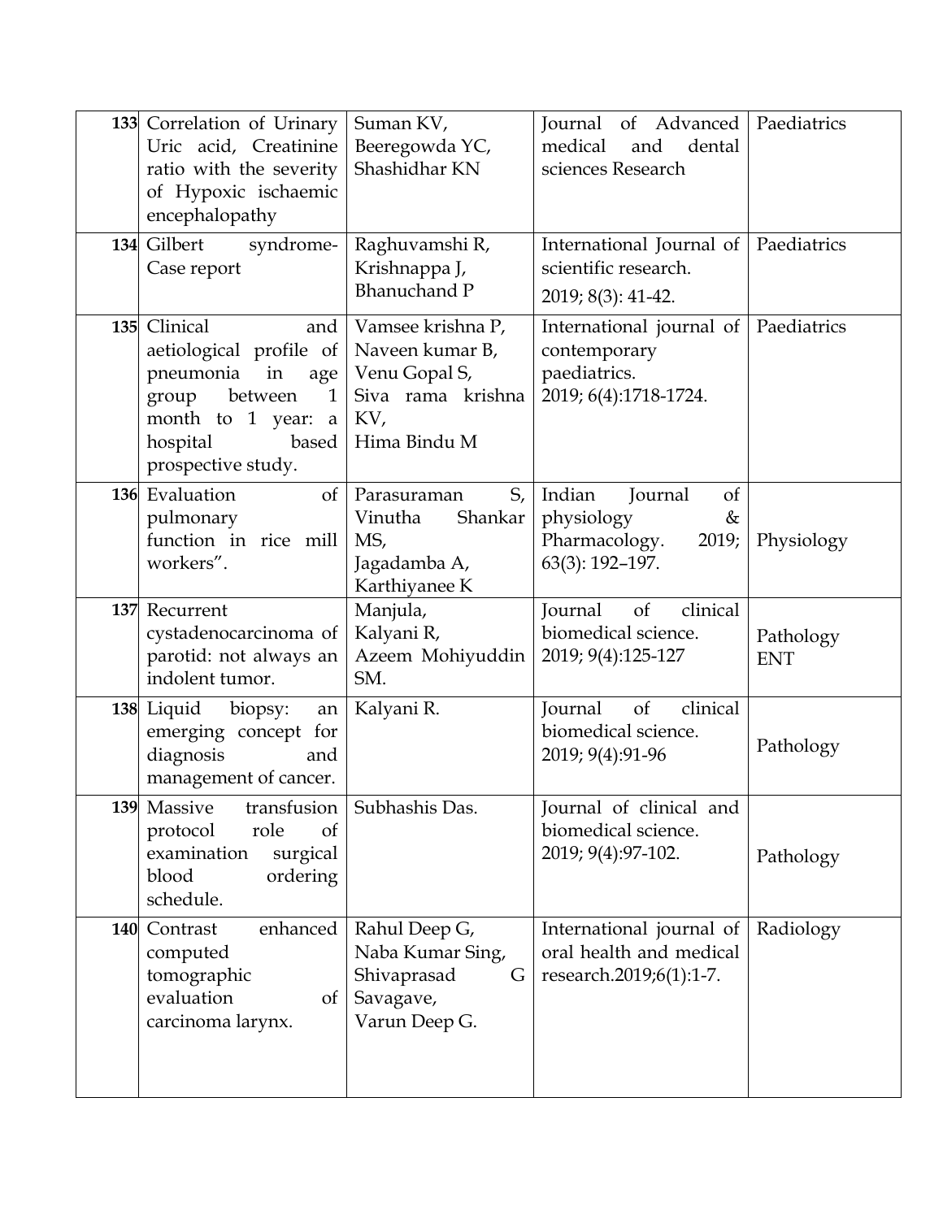| | | | | |
|---|---|---|---|---|
| **133** | Correlation of Urinary Uric acid, Creatinine ratio with the severity of Hypoxic ischaemic encephalopathy | Suman KV, Beeregowda YC, Shashidhar KN | Journal of Advanced medical and dental sciences Research | Paediatrics |
| **134** | Gilbert syndrome- Case report | Raghuvamshi R, Krishnappa J, Bhanuchand P | International Journal of scientific research. 2019; 8(3): 41-42. | Paediatrics |
| **135** | Clinical and aetiological profile of pneumonia in age group between 1 month to 1 year: a hospital based prospective study. | Vamsee krishna P, Naveen kumar B, Venu Gopal S, Siva rama krishna KV, Hima Bindu M | International journal of contemporary paediatrics. 2019; 6(4):1718-1724. | Paediatrics |
| **136** | Evaluation of pulmonary function in rice mill workers". | Parasuraman S, Vinutha Shankar MS, Jagadamba A, Karthiyanee K | Indian Journal of physiology & Pharmacology. 2019; 63(3): 192–197. | Physiology |
| **137** | Recurrent cystadenocarcinoma of parotid: not always an indolent tumor. | Manjula, Kalyani R, Azeem Mohiyuddin SM. | Journal of clinical biomedical science. 2019; 9(4):125-127 | Pathology ENT |
| **138** | Liquid biopsy: an emerging concept for diagnosis and management of cancer. | Kalyani R. | Journal of clinical biomedical science. 2019; 9(4):91-96 | Pathology |
| **139** | Massive transfusion protocol role of examination surgical blood ordering schedule. | Subhashis Das. | Journal of clinical and biomedical science. 2019; 9(4):97-102. | Pathology |
| **140** | Contrast enhanced computed tomographic evaluation of carcinoma larynx. | Rahul Deep G, Naba Kumar Sing, Shivaprasad G Savagave, Varun Deep G. | International journal of oral health and medical research.2019;6(1):1-7. | Radiology |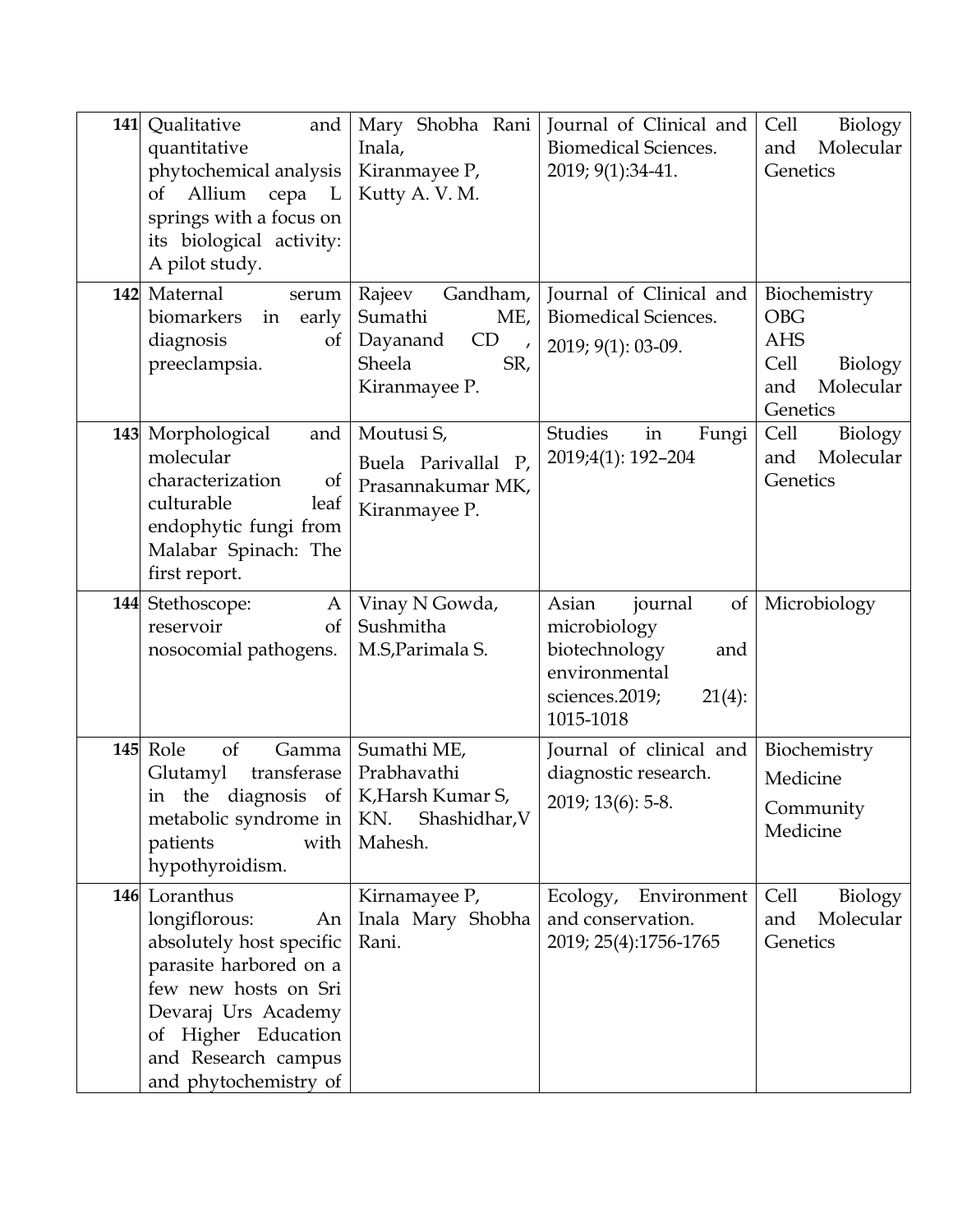| | | | | |
|---|---|---|---|---|
| 141 | Qualitative and quantitative phytochemical analysis of Allium cepa L springs with a focus on its biological activity: A pilot study. | Mary Shobha Rani Inala, Kiranmayee P, Kutty A. V. M. | Journal of Clinical and Biomedical Sciences. 2019; 9(1):34-41. | Cell Biology and Molecular Genetics |
| 142 | Maternal serum biomarkers in early diagnosis of preeclampsia. | Rajeev Gandham, Sumathi ME, Dayanand CD , Sheela SR, Kiranmayee P. | Journal of Clinical and Biomedical Sciences. 2019; 9(1): 03-09. | Biochemistry OBG AHS Cell Biology and Molecular Genetics |
| 143 | Morphological and molecular characterization of culturable leaf endophytic fungi from Malabar Spinach: The first report. | Moutusi S, Buela Parivallal P, Prasannakumar MK, Kiranmayee P. | Studies in Fungi 2019;4(1): 192–204 | Cell Biology and Molecular Genetics |
| 144 | Stethoscope: A reservoir of nosocomial pathogens. | Vinay N Gowda, Sushmitha M.S,Parimala S. | Asian journal of microbiology biotechnology and environmental sciences.2019; 21(4): 1015-1018 | Microbiology |
| 145 | Role of Gamma Glutamyl transferase in the diagnosis of metabolic syndrome in patients with hypothyroidism. | Sumathi ME, Prabhavathi K,Harsh Kumar S, KN. Shashidhar,V Mahesh. | Journal of clinical and diagnostic research. 2019; 13(6): 5-8. | Biochemistry Medicine Community Medicine |
| 146 | Loranthus longiflorous: An absolutely host specific parasite harbored on a few new hosts on Sri Devaraj Urs Academy of Higher Education and Research campus and phytochemistry of | Kirnamayee P, Inala Mary Shobha Rani. | Ecology, Environment and conservation. 2019; 25(4):1756-1765 | Cell Biology and Molecular Genetics |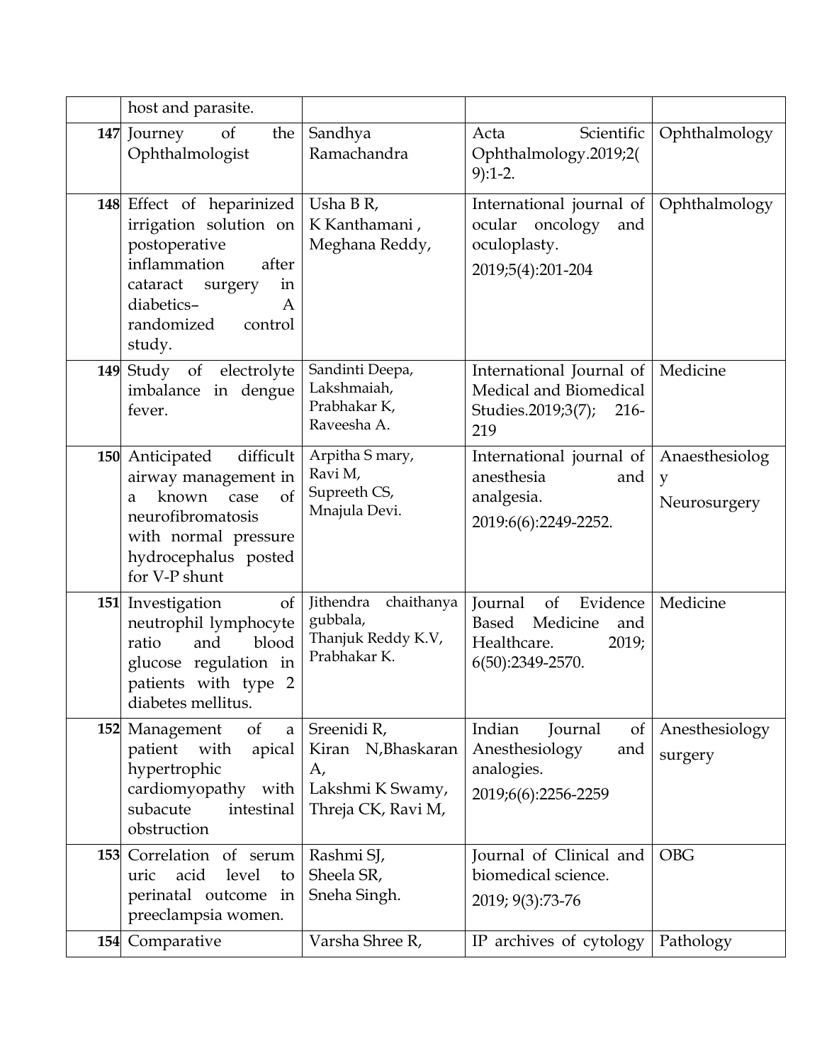| | | | | |
|---|---|---|---|---|
| | host and parasite. | | | |
| 147 | Journey of the Ophthalmologist | Sandhya Ramachandra | Acta Scientific Ophthalmology.2019;2(9):1-2. | Ophthalmology |
| 148 | Effect of heparinized irrigation solution on postoperative inflammation after cataract surgery in diabetics– A randomized control study. | Usha B R, K Kanthamani , Meghana Reddy, | International journal of ocular oncology and oculoplasty. 2019;5(4):201-204 | Ophthalmology |
| 149 | Study of electrolyte imbalance in dengue fever. | Sandinti Deepa, Lakshmaiah, Prabhakar K, Raveesha A. | International Journal of Medical and Biomedical Studies.2019;3(7); 216-219 | Medicine |
| 150 | Anticipated difficult airway management in a known case of neurofibromatosis with normal pressure hydrocephalus posted for V-P shunt | Arpitha S mary, Ravi M, Supreeth CS, Mnajula Devi. | International journal of anesthesia and analgesia. 2019:6(6):2249-2252. | Anaesthesiology Neurosurgery |
| 151 | Investigation of neutrophil lymphocyte ratio and blood glucose regulation in patients with type 2 diabetes mellitus. | Jithendra chaithanya gubbala, Thanjuk Reddy K.V, Prabhakar K. | Journal of Evidence Based Medicine and Healthcare. 2019; 6(50):2349-2570. | Medicine |
| 152 | Management of a patient with apical hypertrophic cardiomyopathy with subacute intestinal obstruction | Sreenidi R, Kiran N,Bhaskaran A, Lakshmi K Swamy, Threja CK, Ravi M, | Indian Journal of Anesthesiology and analogies. 2019;6(6):2256-2259 | Anesthesiology surgery |
| 153 | Correlation of serum uric acid level to perinatal outcome in preeclampsia women. | Rashmi SJ, Sheela SR, Sneha Singh. | Journal of Clinical and biomedical science. 2019; 9(3):73-76 | OBG |
| 154 | Comparative | Varsha Shree R, | IP archives of cytology | Pathology |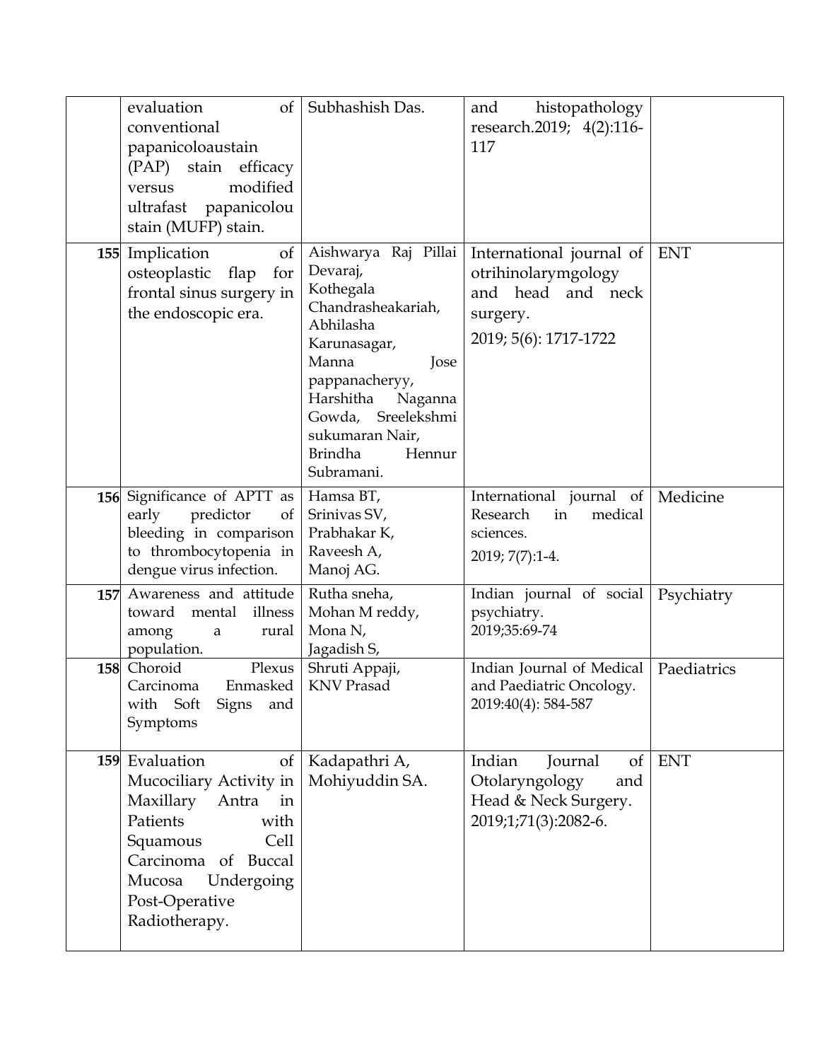| | | | | |
|---|---|---|---|---|
| | evaluation of conventional papanicoloaustain (PAP) stain efficacy versus modified ultrafast papanicolou stain (MUFP) stain. | Subhashish Das. | and histopathology research.2019; 4(2):116-117 | |
| **155** | Implication of osteoplastic flap for frontal sinus surgery in the endoscopic era. | Aishwarya Raj Pillai Devaraj, Kothegala Chandrasheakariah, Abhilasha Karunasagar, Manna Jose pappanacheryy, Harshitha Naganna Gowda, Sreelekshmi sukumaran Nair, Brindha Hennur Subramani. | International journal of otrihinolarymgology and head and neck surgery. 2019; 5(6): 1717-1722 | ENT |
| **156** | Significance of APTT as early predictor of bleeding in comparison to thrombocytopenia in dengue virus infection. | Hamsa BT, Srinivas SV, Prabhakar K, Raveesh A, Manoj AG. | International journal of Research in medical sciences. 2019; 7(7):1-4. | Medicine |
| **157** | Awareness and attitude toward mental illness among a rural population. | Rutha sneha, Mohan M reddy, Mona N, Jagadish S, | Indian journal of social psychiatry. 2019;35:69-74 | Psychiatry |
| **158** | Choroid Plexus Carcinoma Enmasked with Soft Signs and Symptoms | Shruti Appaji, KNV Prasad | Indian Journal of Medical and Paediatric Oncology. 2019:40(4): 584-587 | Paediatrics |
| **159** | Evaluation of Mucociliary Activity in Maxillary Antra in Patients with Squamous Cell Carcinoma of Buccal Mucosa Undergoing Post-Operative Radiotherapy. | Kadapathri A, Mohiyuddin SA. | Indian Journal of Otolaryngology and Head & Neck Surgery. 2019;1;71(3):2082-6. | ENT |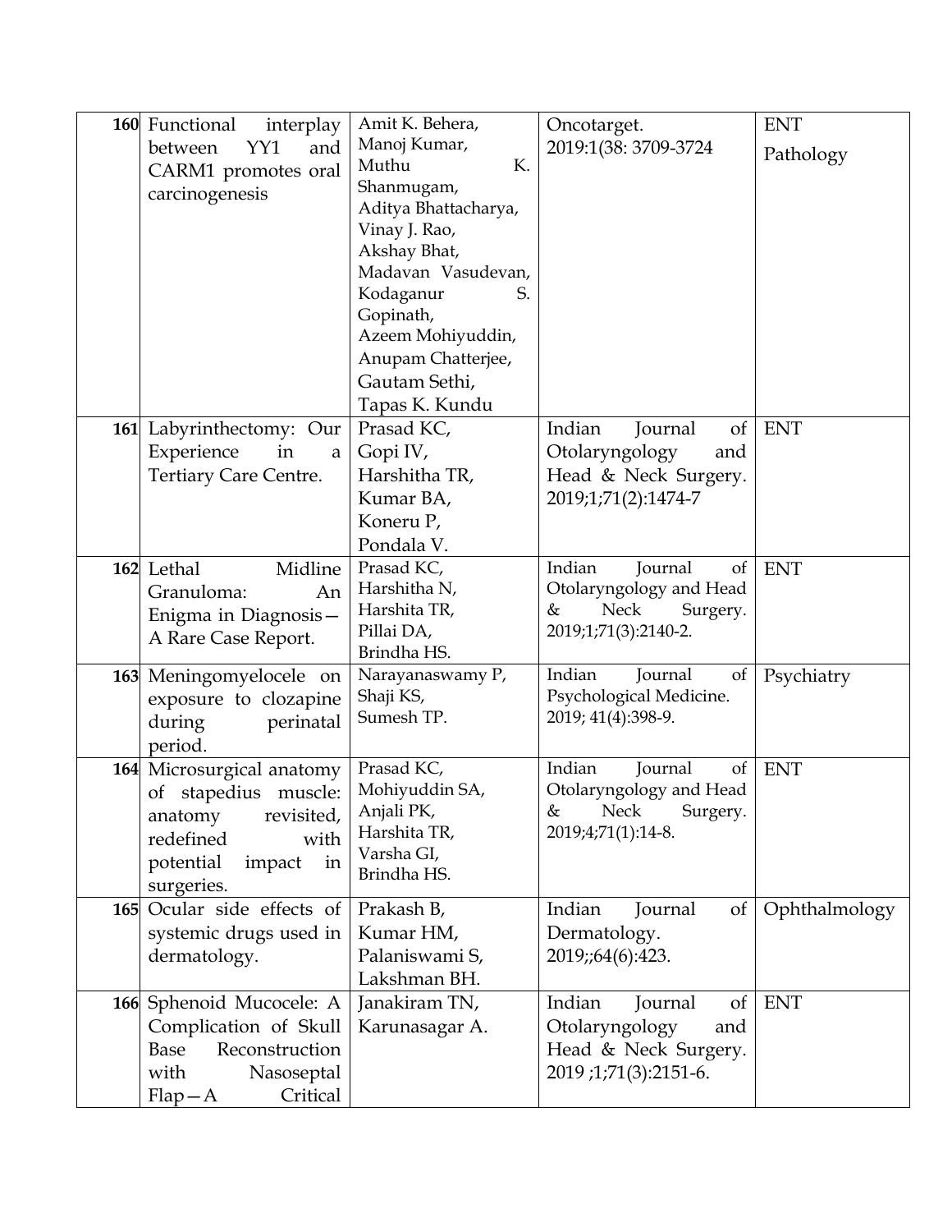| 160 | Functional interplay between YY1 and CARM1 promotes oral carcinogenesis | Amit K. Behera, Manoj Kumar, Muthu K. Shanmugam, Aditya Bhattacharya, Vinay J. Rao, Akshay Bhat, Madavan Vasudevan, Kodaganur S. Gopinath, Azeem Mohiyuddin, Anupam Chatterjee, Gautam Sethi, Tapas K. Kundu | Oncotarget. 2019:1(38: 3709-3724 | ENT Pathology |
|---|---|---|---|---|
| 161 | Labyrinthectomy: Our Experience in a Tertiary Care Centre. | Prasad KC, Gopi IV, Harshitha TR, Kumar BA, Koneru P, Pondala V. | Indian Journal of Otolaryngology and Head & Neck Surgery. 2019;1;71(2):1474-7 | ENT |
| 162 | Lethal Midline Granuloma: An Enigma in Diagnosis—A Rare Case Report. | Prasad KC, Harshitha N, Harshita TR, Pillai DA, Brindha HS. | Indian Journal of Otolaryngology and Head & Neck Surgery. 2019;1;71(3):2140-2. | ENT |
| 163 | Meningomyelocele on exposure to clozapine during perinatal period. | Narayanaswamy P, Shaji KS, Sumesh TP. | Indian Journal of Psychological Medicine. 2019; 41(4):398-9. | Psychiatry |
| 164 | Microsurgical anatomy of stapedius muscle: anatomy revisited, redefined with potential impact in surgeries. | Prasad KC, Mohiyuddin SA, Anjali PK, Harshita TR, Varsha GI, Brindha HS. | Indian Journal of Otolaryngology and Head & Neck Surgery. 2019;4;71(1):14-8. | ENT |
| 165 | Ocular side effects of systemic drugs used in dermatology. | Prakash B, Kumar HM, Palaniswami S, Lakshman BH. | Indian Journal of Dermatology. 2019;;64(6):423. | Ophthalmology |
| 166 | Sphenoid Mucocele: A Complication of Skull Base Reconstruction with Nasoseptal Flap—A Critical | Janakiram TN, Karunasagar A. | Indian Journal of Otolaryngology and Head & Neck Surgery. 2019 ;1;71(3):2151-6. | ENT |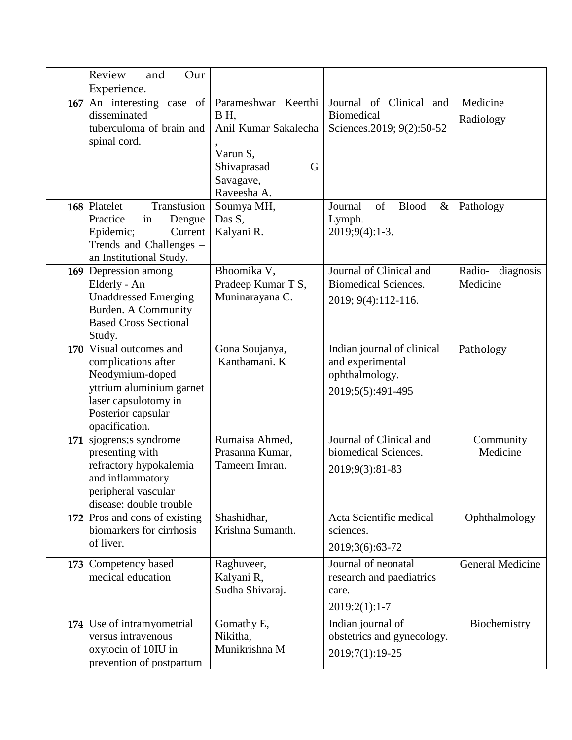|  |  |  |  |  |
|---|---|---|---|---|
|  | Review and Our Experience. |  |  |  |
| **167** | An interesting case of disseminated tuberculoma of brain and spinal cord. | Parameshwar Keerthi B H, Anil Kumar Sakalecha , Varun S, Shivaprasad G Savagave, Raveesha A. | Journal of Clinical and Biomedical Sciences.2019; 9(2):50-52 | Medicine Radiology |
| **168** | Platelet Transfusion Practice in Dengue Epidemic; Current Trends and Challenges – an Institutional Study. | Soumya MH, Das S, Kalyani R. | Journal of Blood & Lymph. 2019;9(4):1-3. | Pathology |
| **169** | Depression among Elderly - An Unaddressed Emerging Burden. A Community Based Cross Sectional Study. | Bhoomika V, Pradeep Kumar T S, Muninarayana C. | Journal of Clinical and Biomedical Sciences. 2019; 9(4):112-116. | Radio- diagnosis Medicine |
| **170** | Visual outcomes and complications after Neodymium-doped yttrium aluminium garnet laser capsulotomy in Posterior capsular opacification. | Gona Soujanya, Kanthamani. K | Indian journal of clinical and experimental ophthalmology. 2019;5(5):491-495 | Pathology |
| **171** | sjogrens;s syndrome presenting with refractory hypokalemia and inflammatory peripheral vascular disease: double trouble | Rumaisa Ahmed, Prasanna Kumar, Tameem Imran. | Journal of Clinical and biomedical Sciences. 2019;9(3):81-83 | Community Medicine |
| **172** | Pros and cons of existing biomarkers for cirrhosis of liver. | Shashidhar, Krishna Sumanth. | Acta Scientific medical sciences. 2019;3(6):63-72 | Ophthalmology |
| **173** | Competency based medical education | Raghuveer, Kalyani R, Sudha Shivaraj. | Journal of neonatal research and paediatrics care. 2019:2(1):1-7 | General Medicine |
| **174** | Use of intramyometrial versus intravenous oxytocin of 10IU in prevention of postpartum | Gomathy E, Nikitha, Munikrishna M | Indian journal of obstetrics and gynecology. 2019;7(1):19-25 | Biochemistry |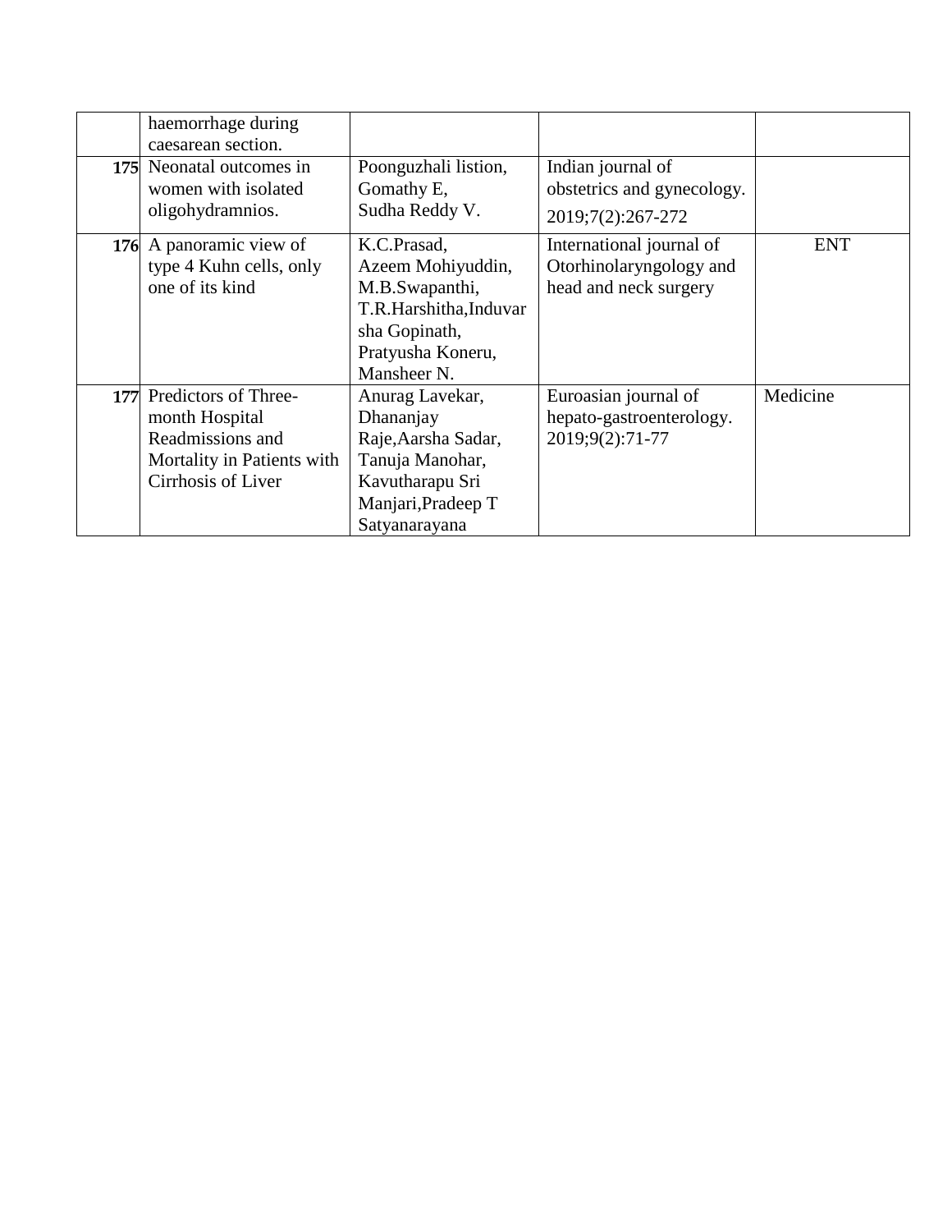| | | | | |
|---|---|---|---|---|
| | haemorrhage during caesarean section. | | | |
| **175** | Neonatal outcomes in women with isolated oligohydramnios. | Poonguzhali listion, Gomathy E, Sudha Reddy V. | Indian journal of obstetrics and gynecology. 2019;7(2):267-272 | |
| **176** | A panoramic view of type 4 Kuhn cells, only one of its kind | K.C.Prasad, Azeem Mohiyuddin, M.B.Swapanthi, T.R.Harshitha,Induvarsha Gopinath, Pratyusha Koneru, Mansheer N. | International journal of Otorhinolaryngology and head and neck surgery | ENT |
| **177** | Predictors of Three-month Hospital Readmissions and Mortality in Patients with Cirrhosis of Liver | Anurag Lavekar, Dhananjay Raje,Aarsha Sadar, Tanuja Manohar, Kavutharapu Sri Manjari,Pradeep T Satyanarayana | Euroasian journal of hepato-gastroenterology. 2019;9(2):71-77 | Medicine |